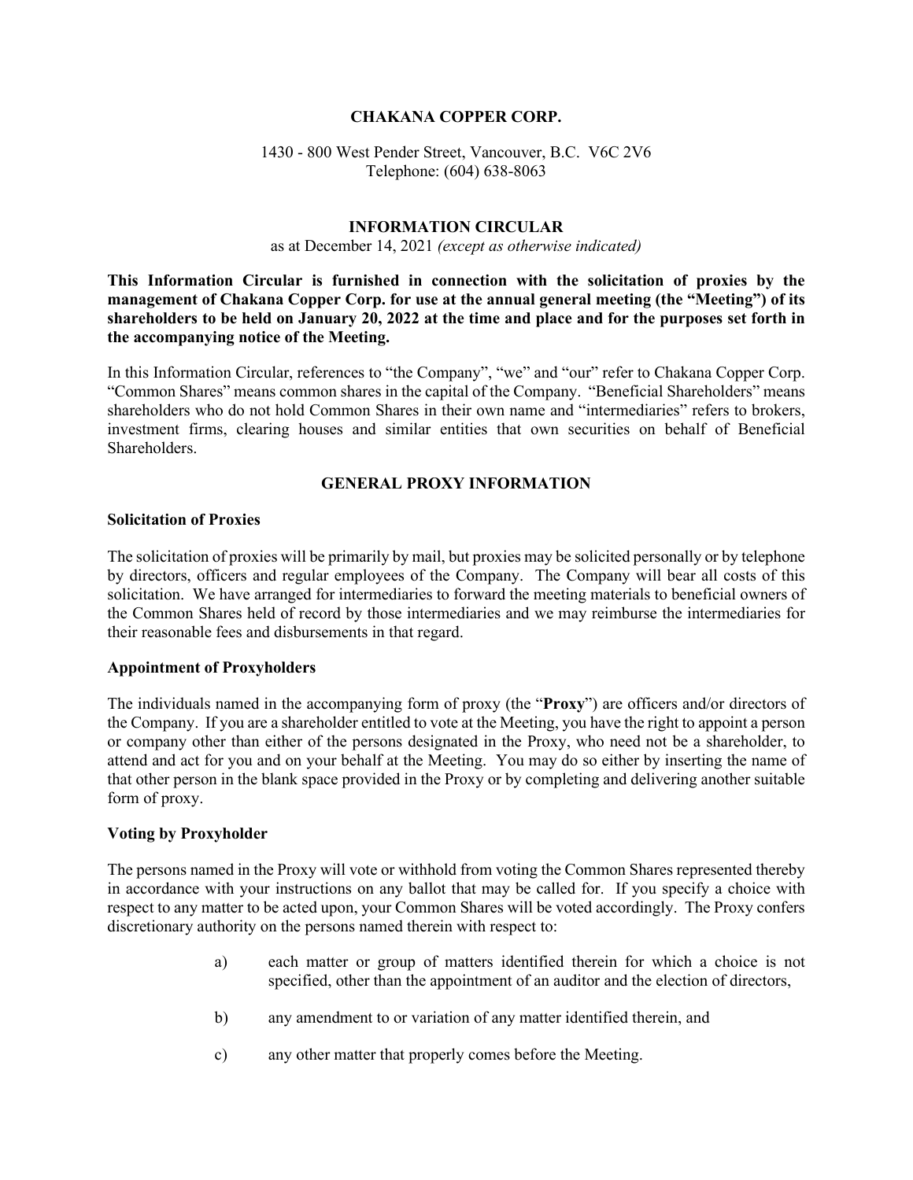# CHAKANA COPPER CORP.

1430 - 800 West Pender Street, Vancouver, B.C. V6C 2V6
Telephone: (604) 638-8063

## INFORMATION CIRCULAR

as at December 14, 2021 *(except as otherwise indicated)*

**This Information Circular is furnished in connection with the solicitation of proxies by the management of Chakana Copper Corp. for use at the annual general meeting (the "Meeting") of its shareholders to be held on January 20, 2022 at the time and place and for the purposes set forth in the accompanying notice of the Meeting.**

In this Information Circular, references to "the Company", "we" and "our" refer to Chakana Copper Corp. "Common Shares" means common shares in the capital of the Company. "Beneficial Shareholders" means shareholders who do not hold Common Shares in their own name and "intermediaries" refers to brokers, investment firms, clearing houses and similar entities that own securities on behalf of Beneficial Shareholders.

## GENERAL PROXY INFORMATION

### Solicitation of Proxies

The solicitation of proxies will be primarily by mail, but proxies may be solicited personally or by telephone by directors, officers and regular employees of the Company. The Company will bear all costs of this solicitation. We have arranged for intermediaries to forward the meeting materials to beneficial owners of the Common Shares held of record by those intermediaries and we may reimburse the intermediaries for their reasonable fees and disbursements in that regard.

### Appointment of Proxyholders

The individuals named in the accompanying form of proxy (the "**Proxy**") are officers and/or directors of the Company. If you are a shareholder entitled to vote at the Meeting, you have the right to appoint a person or company other than either of the persons designated in the Proxy, who need not be a shareholder, to attend and act for you and on your behalf at the Meeting. You may do so either by inserting the name of that other person in the blank space provided in the Proxy or by completing and delivering another suitable form of proxy.

### Voting by Proxyholder

The persons named in the Proxy will vote or withhold from voting the Common Shares represented thereby in accordance with your instructions on any ballot that may be called for. If you specify a choice with respect to any matter to be acted upon, your Common Shares will be voted accordingly. The Proxy confers discretionary authority on the persons named therein with respect to:

a) each matter or group of matters identified therein for which a choice is not specified, other than the appointment of an auditor and the election of directors,

b) any amendment to or variation of any matter identified therein, and

c) any other matter that properly comes before the Meeting.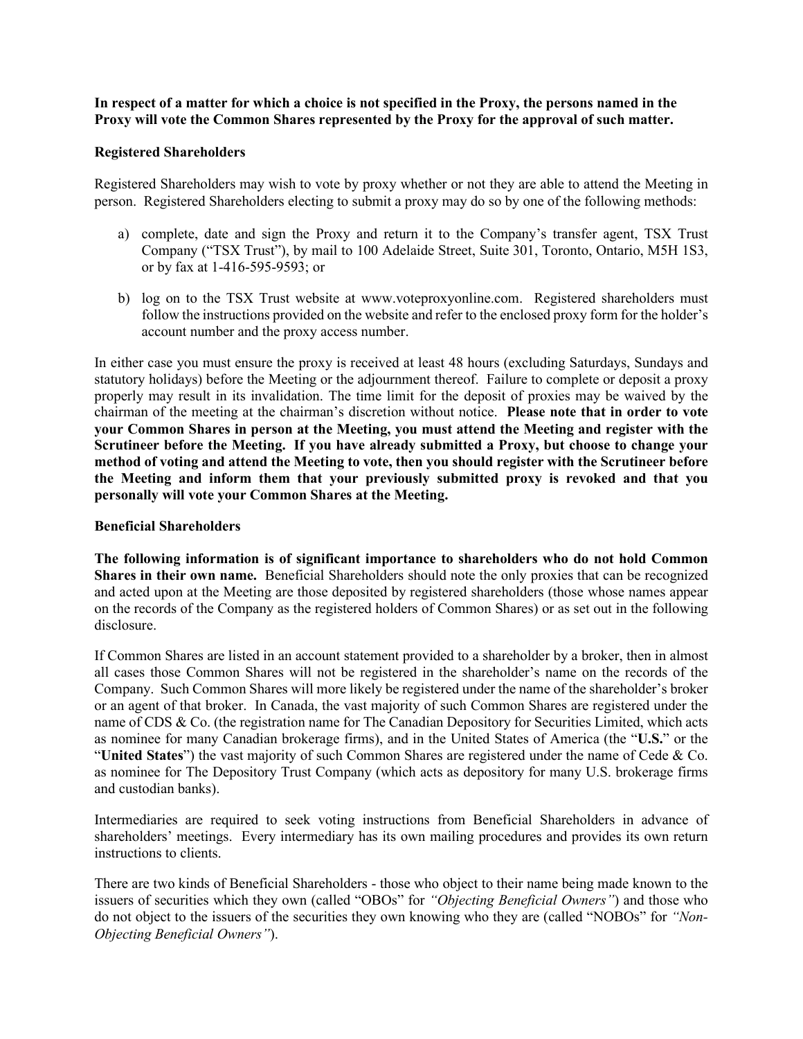**In respect of a matter for which a choice is not specified in the Proxy, the persons named in the Proxy will vote the Common Shares represented by the Proxy for the approval of such matter.**

**Registered Shareholders**

Registered Shareholders may wish to vote by proxy whether or not they are able to attend the Meeting in person. Registered Shareholders electing to submit a proxy may do so by one of the following methods:

a) complete, date and sign the Proxy and return it to the Company's transfer agent, TSX Trust Company ("TSX Trust"), by mail to 100 Adelaide Street, Suite 301, Toronto, Ontario, M5H 1S3, or by fax at 1-416-595-9593; or

b) log on to the TSX Trust website at www.voteproxyonline.com. Registered shareholders must follow the instructions provided on the website and refer to the enclosed proxy form for the holder's account number and the proxy access number.

In either case you must ensure the proxy is received at least 48 hours (excluding Saturdays, Sundays and statutory holidays) before the Meeting or the adjournment thereof. Failure to complete or deposit a proxy properly may result in its invalidation. The time limit for the deposit of proxies may be waived by the chairman of the meeting at the chairman's discretion without notice. **Please note that in order to vote your Common Shares in person at the Meeting, you must attend the Meeting and register with the Scrutineer before the Meeting. If you have already submitted a Proxy, but choose to change your method of voting and attend the Meeting to vote, then you should register with the Scrutineer before the Meeting and inform them that your previously submitted proxy is revoked and that you personally will vote your Common Shares at the Meeting.**

**Beneficial Shareholders**

**The following information is of significant importance to shareholders who do not hold Common Shares in their own name.** Beneficial Shareholders should note the only proxies that can be recognized and acted upon at the Meeting are those deposited by registered shareholders (those whose names appear on the records of the Company as the registered holders of Common Shares) or as set out in the following disclosure.

If Common Shares are listed in an account statement provided to a shareholder by a broker, then in almost all cases those Common Shares will not be registered in the shareholder's name on the records of the Company. Such Common Shares will more likely be registered under the name of the shareholder's broker or an agent of that broker. In Canada, the vast majority of such Common Shares are registered under the name of CDS & Co. (the registration name for The Canadian Depository for Securities Limited, which acts as nominee for many Canadian brokerage firms), and in the United States of America (the "**U.S.**" or the "**United States**") the vast majority of such Common Shares are registered under the name of Cede & Co. as nominee for The Depository Trust Company (which acts as depository for many U.S. brokerage firms and custodian banks).

Intermediaries are required to seek voting instructions from Beneficial Shareholders in advance of shareholders' meetings. Every intermediary has its own mailing procedures and provides its own return instructions to clients.

There are two kinds of Beneficial Shareholders - those who object to their name being made known to the issuers of securities which they own (called "OBOs" for *"Objecting Beneficial Owners"*) and those who do not object to the issuers of the securities they own knowing who they are (called "NOBOs" for *"Non-Objecting Beneficial Owners"*).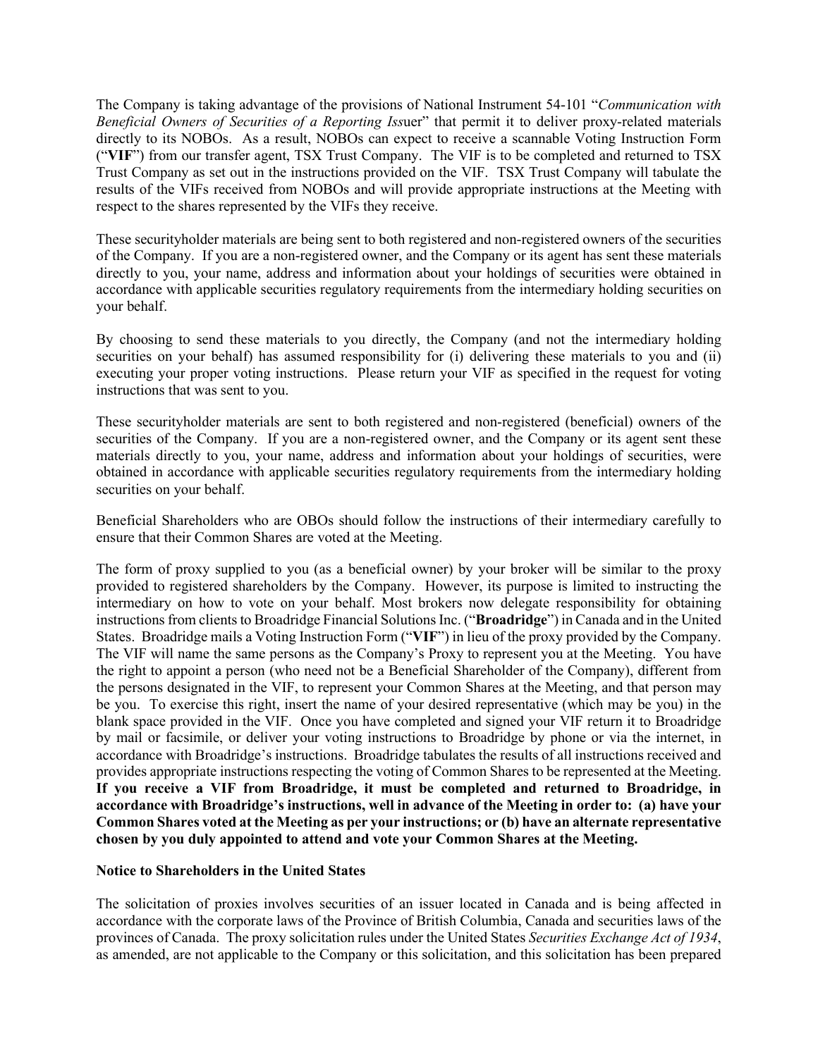The Company is taking advantage of the provisions of National Instrument 54-101 "*Communication with Beneficial Owners of Securities of a Reporting Iss*uer" that permit it to deliver proxy-related materials directly to its NOBOs. As a result, NOBOs can expect to receive a scannable Voting Instruction Form ("**VIF**") from our transfer agent, TSX Trust Company. The VIF is to be completed and returned to TSX Trust Company as set out in the instructions provided on the VIF. TSX Trust Company will tabulate the results of the VIFs received from NOBOs and will provide appropriate instructions at the Meeting with respect to the shares represented by the VIFs they receive.

These securityholder materials are being sent to both registered and non-registered owners of the securities of the Company. If you are a non-registered owner, and the Company or its agent has sent these materials directly to you, your name, address and information about your holdings of securities were obtained in accordance with applicable securities regulatory requirements from the intermediary holding securities on your behalf.

By choosing to send these materials to you directly, the Company (and not the intermediary holding securities on your behalf) has assumed responsibility for (i) delivering these materials to you and (ii) executing your proper voting instructions. Please return your VIF as specified in the request for voting instructions that was sent to you.

These securityholder materials are sent to both registered and non-registered (beneficial) owners of the securities of the Company. If you are a non-registered owner, and the Company or its agent sent these materials directly to you, your name, address and information about your holdings of securities, were obtained in accordance with applicable securities regulatory requirements from the intermediary holding securities on your behalf.

Beneficial Shareholders who are OBOs should follow the instructions of their intermediary carefully to ensure that their Common Shares are voted at the Meeting.

The form of proxy supplied to you (as a beneficial owner) by your broker will be similar to the proxy provided to registered shareholders by the Company. However, its purpose is limited to instructing the intermediary on how to vote on your behalf. Most brokers now delegate responsibility for obtaining instructions from clients to Broadridge Financial Solutions Inc. ("**Broadridge**") in Canada and in the United States. Broadridge mails a Voting Instruction Form ("**VIF**") in lieu of the proxy provided by the Company. The VIF will name the same persons as the Company's Proxy to represent you at the Meeting. You have the right to appoint a person (who need not be a Beneficial Shareholder of the Company), different from the persons designated in the VIF, to represent your Common Shares at the Meeting, and that person may be you. To exercise this right, insert the name of your desired representative (which may be you) in the blank space provided in the VIF. Once you have completed and signed your VIF return it to Broadridge by mail or facsimile, or deliver your voting instructions to Broadridge by phone or via the internet, in accordance with Broadridge's instructions. Broadridge tabulates the results of all instructions received and provides appropriate instructions respecting the voting of Common Shares to be represented at the Meeting. **If you receive a VIF from Broadridge, it must be completed and returned to Broadridge, in accordance with Broadridge's instructions, well in advance of the Meeting in order to: (a) have your Common Shares voted at the Meeting as per your instructions; or (b) have an alternate representative chosen by you duly appointed to attend and vote your Common Shares at the Meeting.**

**Notice to Shareholders in the United States**

The solicitation of proxies involves securities of an issuer located in Canada and is being affected in accordance with the corporate laws of the Province of British Columbia, Canada and securities laws of the provinces of Canada. The proxy solicitation rules under the United States *Securities Exchange Act of 1934*, as amended, are not applicable to the Company or this solicitation, and this solicitation has been prepared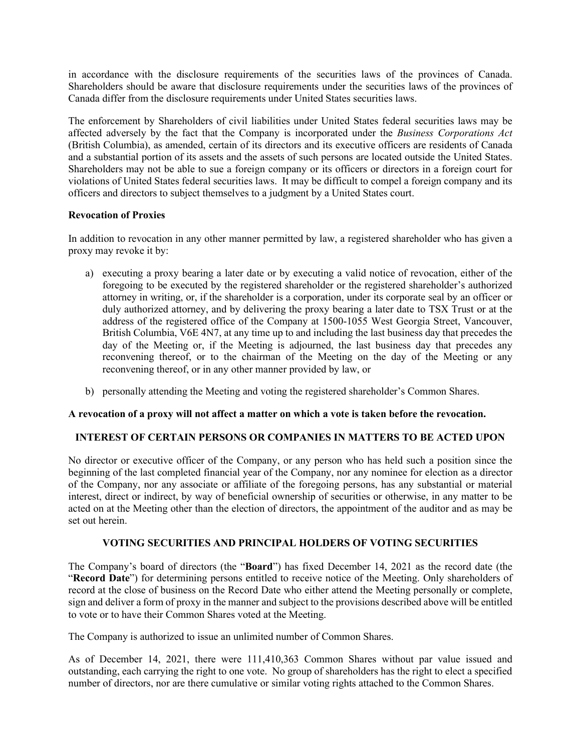in accordance with the disclosure requirements of the securities laws of the provinces of Canada. Shareholders should be aware that disclosure requirements under the securities laws of the provinces of Canada differ from the disclosure requirements under United States securities laws.

The enforcement by Shareholders of civil liabilities under United States federal securities laws may be affected adversely by the fact that the Company is incorporated under the *Business Corporations Act* (British Columbia), as amended, certain of its directors and its executive officers are residents of Canada and a substantial portion of its assets and the assets of such persons are located outside the United States. Shareholders may not be able to sue a foreign company or its officers or directors in a foreign court for violations of United States federal securities laws. It may be difficult to compel a foreign company and its officers and directors to subject themselves to a judgment by a United States court.

**Revocation of Proxies**

In addition to revocation in any other manner permitted by law, a registered shareholder who has given a proxy may revoke it by:

a) executing a proxy bearing a later date or by executing a valid notice of revocation, either of the foregoing to be executed by the registered shareholder or the registered shareholder's authorized attorney in writing, or, if the shareholder is a corporation, under its corporate seal by an officer or duly authorized attorney, and by delivering the proxy bearing a later date to TSX Trust or at the address of the registered office of the Company at 1500-1055 West Georgia Street, Vancouver, British Columbia, V6E 4N7, at any time up to and including the last business day that precedes the day of the Meeting or, if the Meeting is adjourned, the last business day that precedes any reconvening thereof, or to the chairman of the Meeting on the day of the Meeting or any reconvening thereof, or in any other manner provided by law, or

b) personally attending the Meeting and voting the registered shareholder's Common Shares.

**A revocation of a proxy will not affect a matter on which a vote is taken before the revocation.**

## INTEREST OF CERTAIN PERSONS OR COMPANIES IN MATTERS TO BE ACTED UPON

No director or executive officer of the Company, or any person who has held such a position since the beginning of the last completed financial year of the Company, nor any nominee for election as a director of the Company, nor any associate or affiliate of the foregoing persons, has any substantial or material interest, direct or indirect, by way of beneficial ownership of securities or otherwise, in any matter to be acted on at the Meeting other than the election of directors, the appointment of the auditor and as may be set out herein.

## VOTING SECURITIES AND PRINCIPAL HOLDERS OF VOTING SECURITIES

The Company's board of directors (the "**Board**") has fixed December 14, 2021 as the record date (the "**Record Date**") for determining persons entitled to receive notice of the Meeting. Only shareholders of record at the close of business on the Record Date who either attend the Meeting personally or complete, sign and deliver a form of proxy in the manner and subject to the provisions described above will be entitled to vote or to have their Common Shares voted at the Meeting.

The Company is authorized to issue an unlimited number of Common Shares.

As of December 14, 2021, there were 111,410,363 Common Shares without par value issued and outstanding, each carrying the right to one vote. No group of shareholders has the right to elect a specified number of directors, nor are there cumulative or similar voting rights attached to the Common Shares.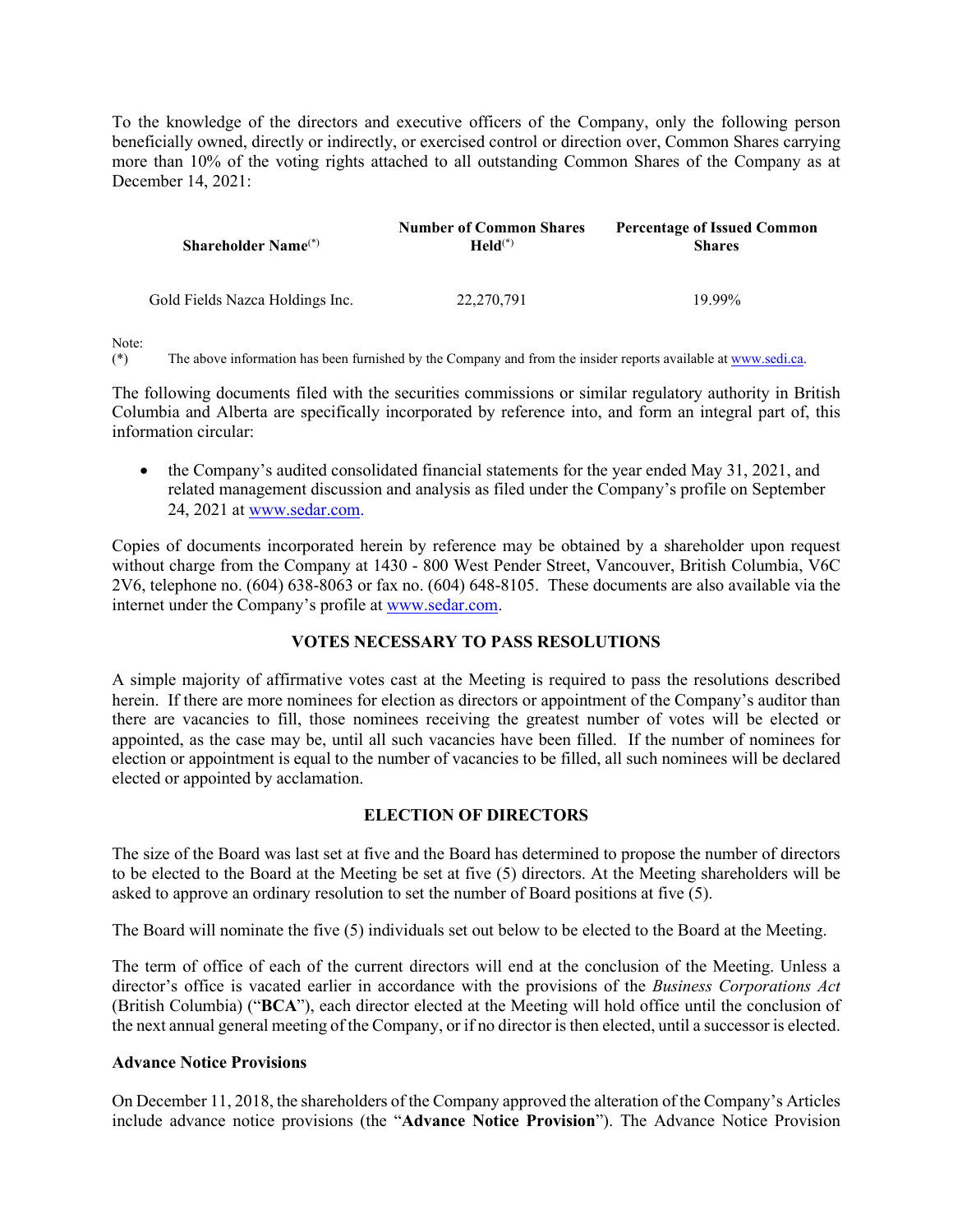To the knowledge of the directors and executive officers of the Company, only the following person beneficially owned, directly or indirectly, or exercised control or direction over, Common Shares carrying more than 10% of the voting rights attached to all outstanding Common Shares of the Company as at December 14, 2021:

| Shareholder Name(*) | Number of Common Shares Held(*) | Percentage of Issued Common Shares |
|---|---|---|
| Gold Fields Nazca Holdings Inc. | 22,270,791 | 19.99% |

Note:
(*) The above information has been furnished by the Company and from the insider reports available at www.sedi.ca.

The following documents filed with the securities commissions or similar regulatory authority in British Columbia and Alberta are specifically incorporated by reference into, and form an integral part of, this information circular:

- the Company's audited consolidated financial statements for the year ended May 31, 2021, and related management discussion and analysis as filed under the Company's profile on September 24, 2021 at www.sedar.com.

Copies of documents incorporated herein by reference may be obtained by a shareholder upon request without charge from the Company at 1430 - 800 West Pender Street, Vancouver, British Columbia, V6C 2V6, telephone no. (604) 638-8063 or fax no. (604) 648-8105. These documents are also available via the internet under the Company's profile at www.sedar.com.

## VOTES NECESSARY TO PASS RESOLUTIONS

A simple majority of affirmative votes cast at the Meeting is required to pass the resolutions described herein. If there are more nominees for election as directors or appointment of the Company's auditor than there are vacancies to fill, those nominees receiving the greatest number of votes will be elected or appointed, as the case may be, until all such vacancies have been filled. If the number of nominees for election or appointment is equal to the number of vacancies to be filled, all such nominees will be declared elected or appointed by acclamation.

## ELECTION OF DIRECTORS

The size of the Board was last set at five and the Board has determined to propose the number of directors to be elected to the Board at the Meeting be set at five (5) directors. At the Meeting shareholders will be asked to approve an ordinary resolution to set the number of Board positions at five (5).

The Board will nominate the five (5) individuals set out below to be elected to the Board at the Meeting.

The term of office of each of the current directors will end at the conclusion of the Meeting. Unless a director's office is vacated earlier in accordance with the provisions of the *Business Corporations Act* (British Columbia) ("**BCA**"), each director elected at the Meeting will hold office until the conclusion of the next annual general meeting of the Company, or if no director is then elected, until a successor is elected.

### Advance Notice Provisions

On December 11, 2018, the shareholders of the Company approved the alteration of the Company's Articles include advance notice provisions (the "**Advance Notice Provision**"). The Advance Notice Provision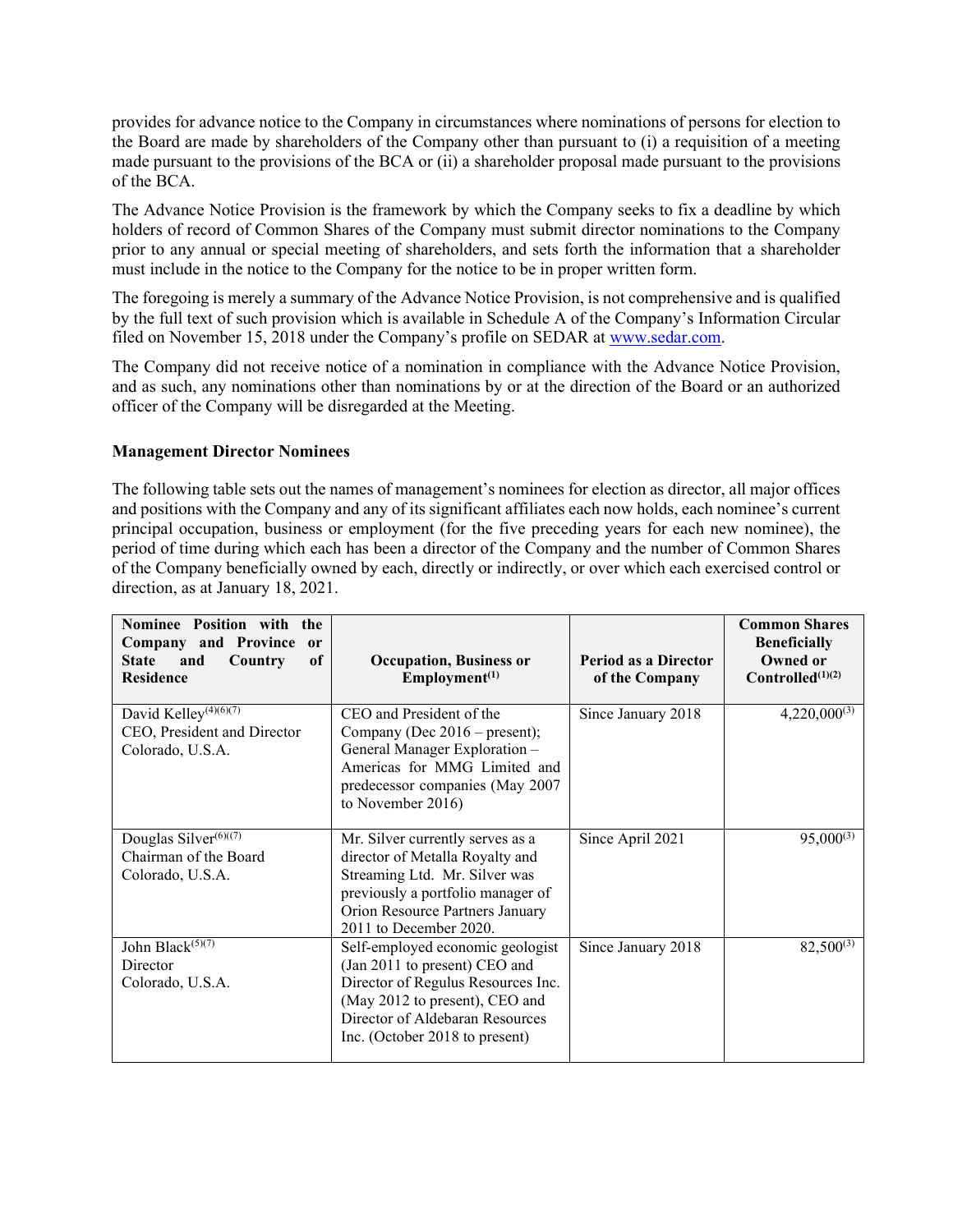provides for advance notice to the Company in circumstances where nominations of persons for election to the Board are made by shareholders of the Company other than pursuant to (i) a requisition of a meeting made pursuant to the provisions of the BCA or (ii) a shareholder proposal made pursuant to the provisions of the BCA.

The Advance Notice Provision is the framework by which the Company seeks to fix a deadline by which holders of record of Common Shares of the Company must submit director nominations to the Company prior to any annual or special meeting of shareholders, and sets forth the information that a shareholder must include in the notice to the Company for the notice to be in proper written form.

The foregoing is merely a summary of the Advance Notice Provision, is not comprehensive and is qualified by the full text of such provision which is available in Schedule A of the Company's Information Circular filed on November 15, 2018 under the Company's profile on SEDAR at www.sedar.com.

The Company did not receive notice of a nomination in compliance with the Advance Notice Provision, and as such, any nominations other than nominations by or at the direction of the Board or an authorized officer of the Company will be disregarded at the Meeting.

### Management Director Nominees

The following table sets out the names of management's nominees for election as director, all major offices and positions with the Company and any of its significant affiliates each now holds, each nominee's current principal occupation, business or employment (for the five preceding years for each new nominee), the period of time during which each has been a director of the Company and the number of Common Shares of the Company beneficially owned by each, directly or indirectly, or over which each exercised control or direction, as at January 18, 2021.

| Nominee Position with the Company and Province or State and Country of Residence | Occupation, Business or Employment[1] | Period as a Director of the Company | Common Shares Beneficially Owned or Controlled[1][2] |
|---|---|---|---|
| David Kelley[4][6][7]<br>CEO, President and Director<br>Colorado, U.S.A. | CEO and President of the Company (Dec 2016 – present); General Manager Exploration – Americas for MMG Limited and predecessor companies (May 2007 to November 2016) | Since January 2018 | 4,220,000[3] |
| Douglas Silver[6][7]<br>Chairman of the Board<br>Colorado, U.S.A. | Mr. Silver currently serves as a director of Metalla Royalty and Streaming Ltd. Mr. Silver was previously a portfolio manager of Orion Resource Partners January 2011 to December 2020. | Since April 2021 | 95,000[3] |
| John Black[5][7]<br>Director<br>Colorado, U.S.A. | Self-employed economic geologist (Jan 2011 to present) CEO and Director of Regulus Resources Inc. (May 2012 to present), CEO and Director of Aldebaran Resources Inc. (October 2018 to present) | Since January 2018 | 82,500[3] |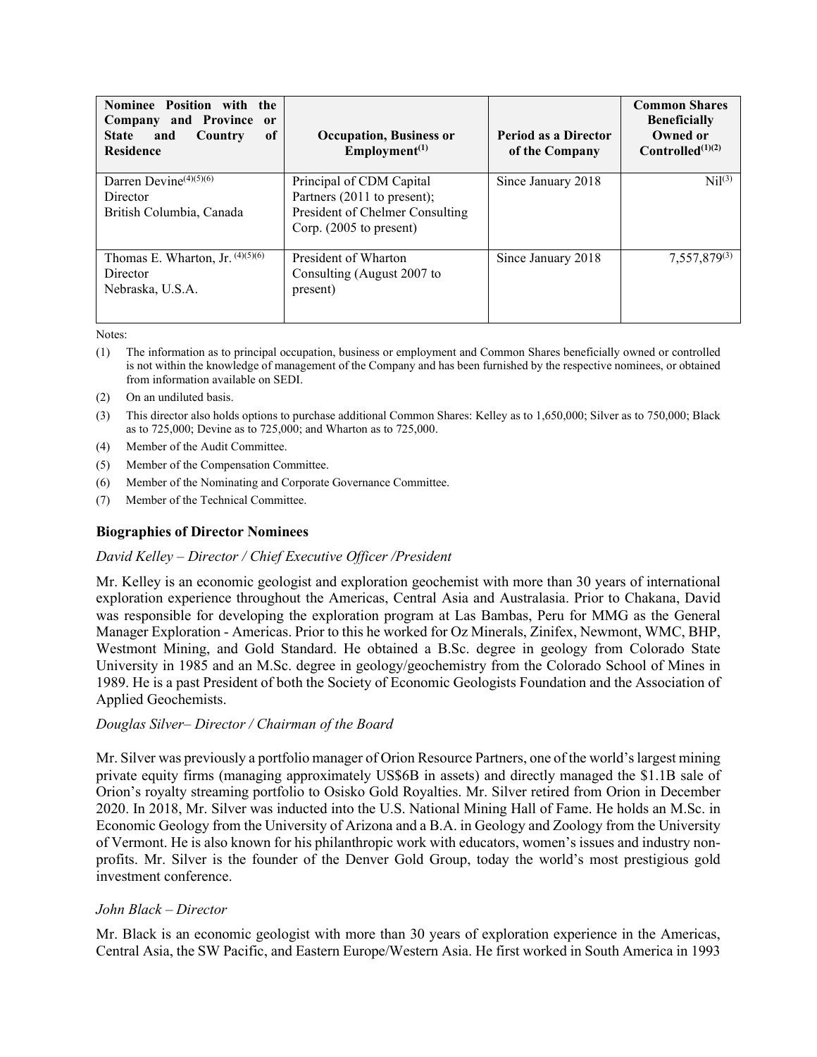| Nominee Position with the Company and Province or State and Country of Residence | Occupation, Business or Employment[(1)] | Period as a Director of the Company | Common Shares Beneficially Owned or Controlled[(1)(2)] |
|---|---|---|---|
| Darren Devine[(4)(5)(6)]<br>Director<br>British Columbia, Canada | Principal of CDM Capital Partners (2011 to present);<br>President of Chelmer Consulting Corp. (2005 to present) | Since January 2018 | Nil[(3)] |
| Thomas E. Wharton, Jr. [(4)(5)(6)]<br>Director<br>Nebraska, U.S.A. | President of Wharton Consulting (August 2007 to present) | Since January 2018 | 7,557,879[(3)] |

Notes:

(1) The information as to principal occupation, business or employment and Common Shares beneficially owned or controlled is not within the knowledge of management of the Company and has been furnished by the respective nominees, or obtained from information available on SEDI.

(2) On an undiluted basis.

(3) This director also holds options to purchase additional Common Shares: Kelley as to 1,650,000; Silver as to 750,000; Black as to 725,000; Devine as to 725,000; and Wharton as to 725,000.

(4) Member of the Audit Committee.

(5) Member of the Compensation Committee.

(6) Member of the Nominating and Corporate Governance Committee.

(7) Member of the Technical Committee.

### Biographies of Director Nominees

*David Kelley – Director / Chief Executive Officer /President*

Mr. Kelley is an economic geologist and exploration geochemist with more than 30 years of international exploration experience throughout the Americas, Central Asia and Australasia. Prior to Chakana, David was responsible for developing the exploration program at Las Bambas, Peru for MMG as the General Manager Exploration - Americas. Prior to this he worked for Oz Minerals, Zinifex, Newmont, WMC, BHP, Westmont Mining, and Gold Standard. He obtained a B.Sc. degree in geology from Colorado State University in 1985 and an M.Sc. degree in geology/geochemistry from the Colorado School of Mines in 1989. He is a past President of both the Society of Economic Geologists Foundation and the Association of Applied Geochemists.

*Douglas Silver– Director / Chairman of the Board*

Mr. Silver was previously a portfolio manager of Orion Resource Partners, one of the world's largest mining private equity firms (managing approximately US$6B in assets) and directly managed the $1.1B sale of Orion's royalty streaming portfolio to Osisko Gold Royalties. Mr. Silver retired from Orion in December 2020. In 2018, Mr. Silver was inducted into the U.S. National Mining Hall of Fame. He holds an M.Sc. in Economic Geology from the University of Arizona and a B.A. in Geology and Zoology from the University of Vermont. He is also known for his philanthropic work with educators, women's issues and industry non-profits. Mr. Silver is the founder of the Denver Gold Group, today the world's most prestigious gold investment conference.

*John Black – Director*

Mr. Black is an economic geologist with more than 30 years of exploration experience in the Americas, Central Asia, the SW Pacific, and Eastern Europe/Western Asia. He first worked in South America in 1993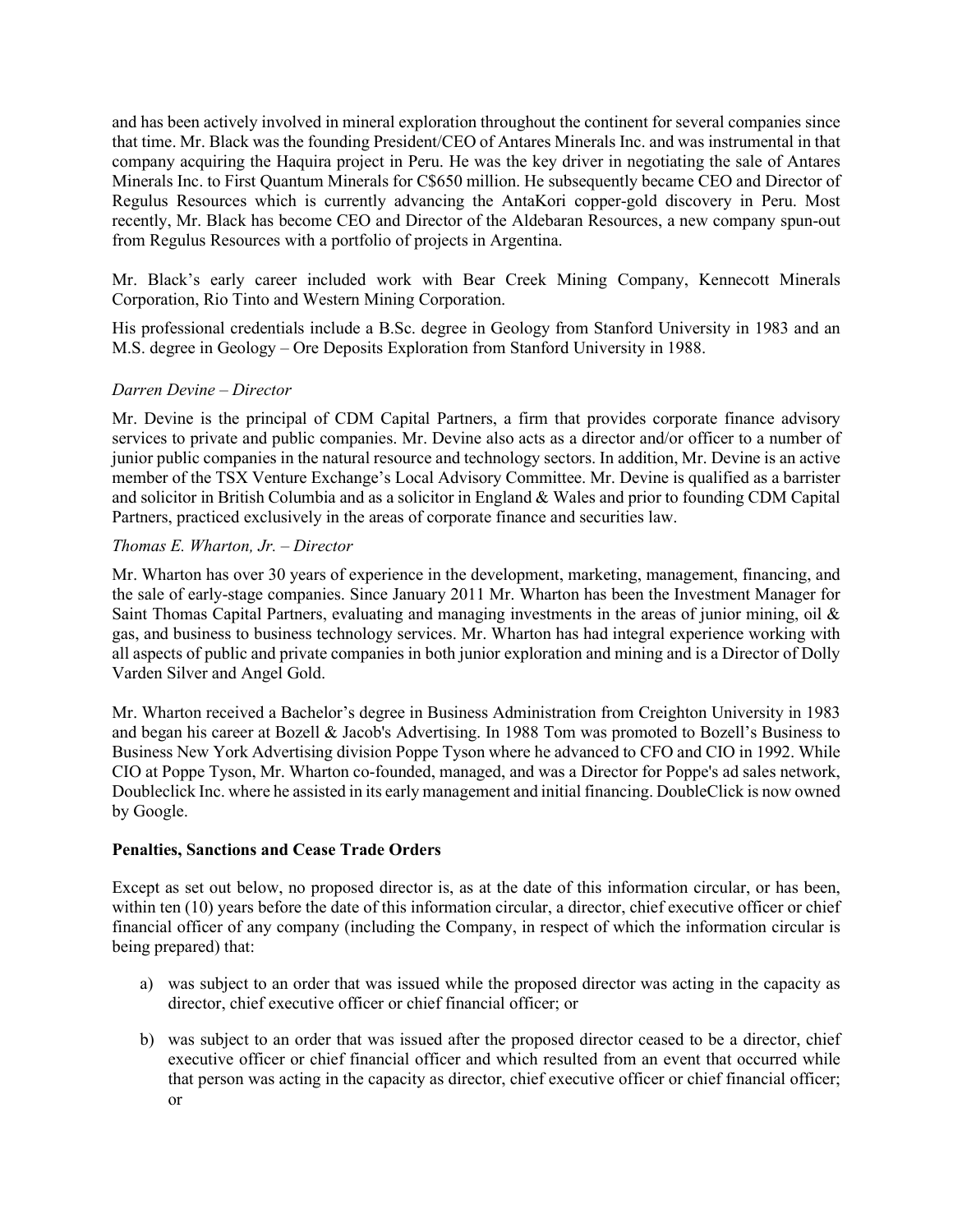and has been actively involved in mineral exploration throughout the continent for several companies since that time. Mr. Black was the founding President/CEO of Antares Minerals Inc. and was instrumental in that company acquiring the Haquira project in Peru. He was the key driver in negotiating the sale of Antares Minerals Inc. to First Quantum Minerals for C$650 million. He subsequently became CEO and Director of Regulus Resources which is currently advancing the AntaKori copper-gold discovery in Peru. Most recently, Mr. Black has become CEO and Director of the Aldebaran Resources, a new company spun-out from Regulus Resources with a portfolio of projects in Argentina.

Mr. Black's early career included work with Bear Creek Mining Company, Kennecott Minerals Corporation, Rio Tinto and Western Mining Corporation.

His professional credentials include a B.Sc. degree in Geology from Stanford University in 1983 and an M.S. degree in Geology – Ore Deposits Exploration from Stanford University in 1988.

*Darren Devine – Director*

Mr. Devine is the principal of CDM Capital Partners, a firm that provides corporate finance advisory services to private and public companies. Mr. Devine also acts as a director and/or officer to a number of junior public companies in the natural resource and technology sectors. In addition, Mr. Devine is an active member of the TSX Venture Exchange's Local Advisory Committee. Mr. Devine is qualified as a barrister and solicitor in British Columbia and as a solicitor in England & Wales and prior to founding CDM Capital Partners, practiced exclusively in the areas of corporate finance and securities law.

*Thomas E. Wharton, Jr. – Director*

Mr. Wharton has over 30 years of experience in the development, marketing, management, financing, and the sale of early-stage companies. Since January 2011 Mr. Wharton has been the Investment Manager for Saint Thomas Capital Partners, evaluating and managing investments in the areas of junior mining, oil & gas, and business to business technology services. Mr. Wharton has had integral experience working with all aspects of public and private companies in both junior exploration and mining and is a Director of Dolly Varden Silver and Angel Gold.

Mr. Wharton received a Bachelor's degree in Business Administration from Creighton University in 1983 and began his career at Bozell & Jacob's Advertising. In 1988 Tom was promoted to Bozell's Business to Business New York Advertising division Poppe Tyson where he advanced to CFO and CIO in 1992. While CIO at Poppe Tyson, Mr. Wharton co-founded, managed, and was a Director for Poppe's ad sales network, Doubleclick Inc. where he assisted in its early management and initial financing. DoubleClick is now owned by Google.

**Penalties, Sanctions and Cease Trade Orders**

Except as set out below, no proposed director is, as at the date of this information circular, or has been, within ten (10) years before the date of this information circular, a director, chief executive officer or chief financial officer of any company (including the Company, in respect of which the information circular is being prepared) that:

a) was subject to an order that was issued while the proposed director was acting in the capacity as director, chief executive officer or chief financial officer; or

b) was subject to an order that was issued after the proposed director ceased to be a director, chief executive officer or chief financial officer and which resulted from an event that occurred while that person was acting in the capacity as director, chief executive officer or chief financial officer; or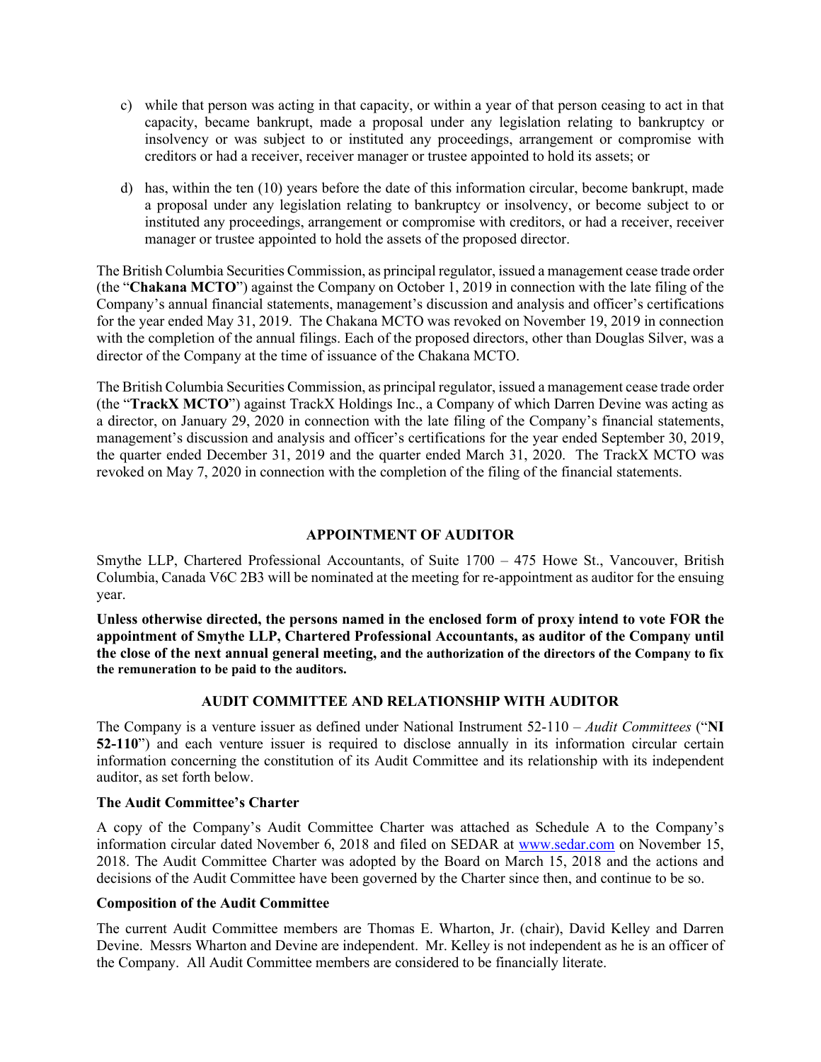c) while that person was acting in that capacity, or within a year of that person ceasing to act in that capacity, became bankrupt, made a proposal under any legislation relating to bankruptcy or insolvency or was subject to or instituted any proceedings, arrangement or compromise with creditors or had a receiver, receiver manager or trustee appointed to hold its assets; or

d) has, within the ten (10) years before the date of this information circular, become bankrupt, made a proposal under any legislation relating to bankruptcy or insolvency, or become subject to or instituted any proceedings, arrangement or compromise with creditors, or had a receiver, receiver manager or trustee appointed to hold the assets of the proposed director.

The British Columbia Securities Commission, as principal regulator, issued a management cease trade order (the "**Chakana MCTO**") against the Company on October 1, 2019 in connection with the late filing of the Company's annual financial statements, management's discussion and analysis and officer's certifications for the year ended May 31, 2019. The Chakana MCTO was revoked on November 19, 2019 in connection with the completion of the annual filings. Each of the proposed directors, other than Douglas Silver, was a director of the Company at the time of issuance of the Chakana MCTO.

The British Columbia Securities Commission, as principal regulator, issued a management cease trade order (the "**TrackX MCTO**") against TrackX Holdings Inc., a Company of which Darren Devine was acting as a director, on January 29, 2020 in connection with the late filing of the Company's financial statements, management's discussion and analysis and officer's certifications for the year ended September 30, 2019, the quarter ended December 31, 2019 and the quarter ended March 31, 2020. The TrackX MCTO was revoked on May 7, 2020 in connection with the completion of the filing of the financial statements.

## APPOINTMENT OF AUDITOR

Smythe LLP, Chartered Professional Accountants, of Suite 1700 – 475 Howe St., Vancouver, British Columbia, Canada V6C 2B3 will be nominated at the meeting for re-appointment as auditor for the ensuing year.

**Unless otherwise directed, the persons named in the enclosed form of proxy intend to vote FOR the appointment of Smythe LLP, Chartered Professional Accountants, as auditor of the Company until the close of the next annual general meeting, and the authorization of the directors of the Company to fix the remuneration to be paid to the auditors.**

## AUDIT COMMITTEE AND RELATIONSHIP WITH AUDITOR

The Company is a venture issuer as defined under National Instrument 52-110 – *Audit Committees* ("**NI 52-110**") and each venture issuer is required to disclose annually in its information circular certain information concerning the constitution of its Audit Committee and its relationship with its independent auditor, as set forth below.

### The Audit Committee's Charter

A copy of the Company's Audit Committee Charter was attached as Schedule A to the Company's information circular dated November 6, 2018 and filed on SEDAR at www.sedar.com on November 15, 2018. The Audit Committee Charter was adopted by the Board on March 15, 2018 and the actions and decisions of the Audit Committee have been governed by the Charter since then, and continue to be so.

### Composition of the Audit Committee

The current Audit Committee members are Thomas E. Wharton, Jr. (chair), David Kelley and Darren Devine. Messrs Wharton and Devine are independent. Mr. Kelley is not independent as he is an officer of the Company. All Audit Committee members are considered to be financially literate.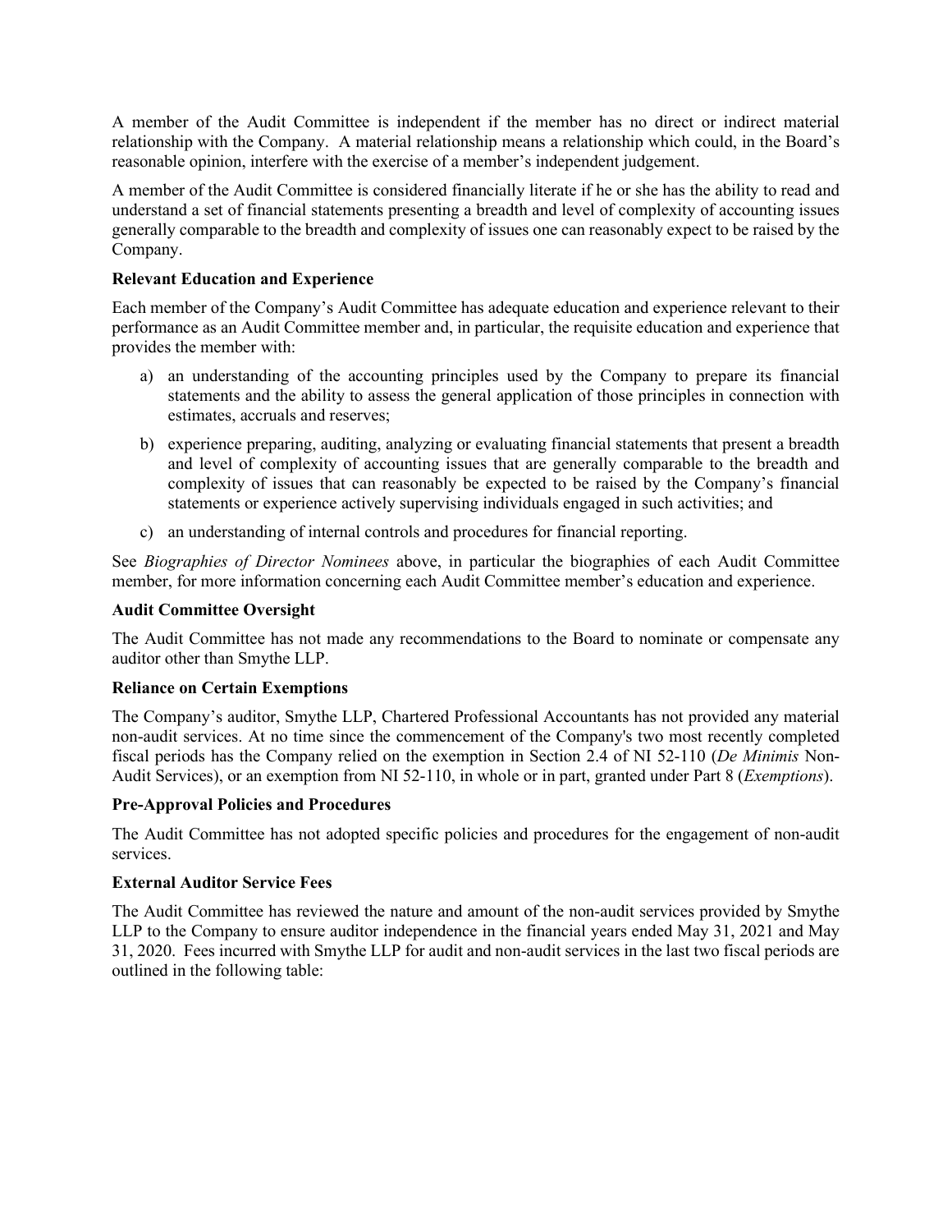A member of the Audit Committee is independent if the member has no direct or indirect material relationship with the Company. A material relationship means a relationship which could, in the Board's reasonable opinion, interfere with the exercise of a member's independent judgement.

A member of the Audit Committee is considered financially literate if he or she has the ability to read and understand a set of financial statements presenting a breadth and level of complexity of accounting issues generally comparable to the breadth and complexity of issues one can reasonably expect to be raised by the Company.

**Relevant Education and Experience**

Each member of the Company's Audit Committee has adequate education and experience relevant to their performance as an Audit Committee member and, in particular, the requisite education and experience that provides the member with:

a) an understanding of the accounting principles used by the Company to prepare its financial statements and the ability to assess the general application of those principles in connection with estimates, accruals and reserves;

b) experience preparing, auditing, analyzing or evaluating financial statements that present a breadth and level of complexity of accounting issues that are generally comparable to the breadth and complexity of issues that can reasonably be expected to be raised by the Company's financial statements or experience actively supervising individuals engaged in such activities; and

c) an understanding of internal controls and procedures for financial reporting.

See *Biographies of Director Nominees* above, in particular the biographies of each Audit Committee member, for more information concerning each Audit Committee member's education and experience.

**Audit Committee Oversight**

The Audit Committee has not made any recommendations to the Board to nominate or compensate any auditor other than Smythe LLP.

**Reliance on Certain Exemptions**

The Company's auditor, Smythe LLP, Chartered Professional Accountants has not provided any material non-audit services. At no time since the commencement of the Company's two most recently completed fiscal periods has the Company relied on the exemption in Section 2.4 of NI 52-110 (*De Minimis* Non-Audit Services), or an exemption from NI 52-110, in whole or in part, granted under Part 8 (*Exemptions*).

**Pre-Approval Policies and Procedures**

The Audit Committee has not adopted specific policies and procedures for the engagement of non-audit services.

**External Auditor Service Fees**

The Audit Committee has reviewed the nature and amount of the non-audit services provided by Smythe LLP to the Company to ensure auditor independence in the financial years ended May 31, 2021 and May 31, 2020. Fees incurred with Smythe LLP for audit and non-audit services in the last two fiscal periods are outlined in the following table: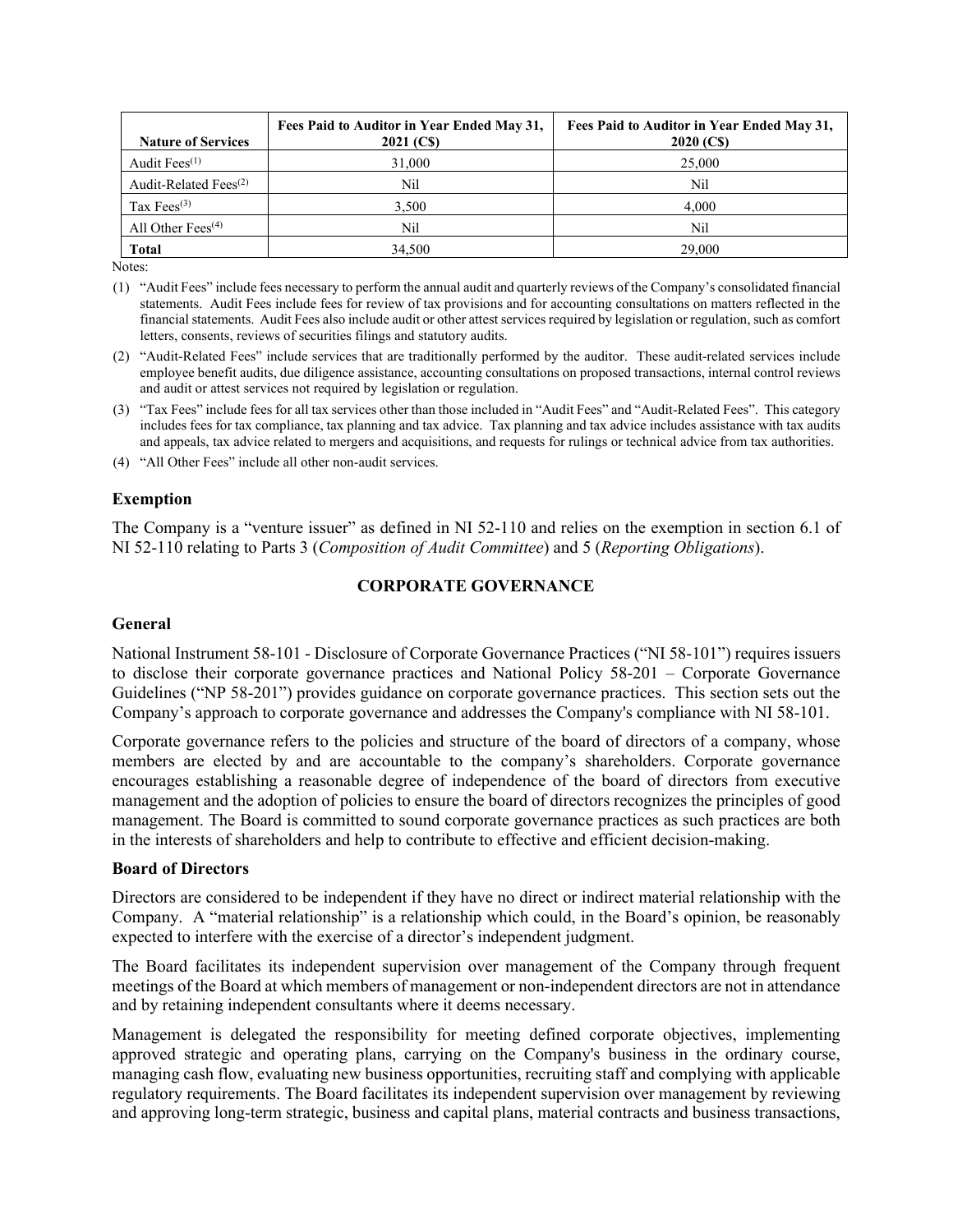| Nature of Services | Fees Paid to Auditor in Year Ended May 31, 2021 (C$) | Fees Paid to Auditor in Year Ended May 31, 2020 (C$) |
| --- | --- | --- |
| Audit Fees[(1)] | 31,000 | 25,000 |
| Audit-Related Fees[(2)] | Nil | Nil |
| Tax Fees[(3)] | 3,500 | 4,000 |
| All Other Fees[(4)] | Nil | Nil |
| **Total** | 34,500 | 29,000 |

Notes:

(1) "Audit Fees" include fees necessary to perform the annual audit and quarterly reviews of the Company's consolidated financial statements. Audit Fees include fees for review of tax provisions and for accounting consultations on matters reflected in the financial statements. Audit Fees also include audit or other attest services required by legislation or regulation, such as comfort letters, consents, reviews of securities filings and statutory audits.

(2) "Audit-Related Fees" include services that are traditionally performed by the auditor. These audit-related services include employee benefit audits, due diligence assistance, accounting consultations on proposed transactions, internal control reviews and audit or attest services not required by legislation or regulation.

(3) "Tax Fees" include fees for all tax services other than those included in "Audit Fees" and "Audit-Related Fees". This category includes fees for tax compliance, tax planning and tax advice. Tax planning and tax advice includes assistance with tax audits and appeals, tax advice related to mergers and acquisitions, and requests for rulings or technical advice from tax authorities.

(4) "All Other Fees" include all other non-audit services.

### Exemption

The Company is a "venture issuer" as defined in NI 52-110 and relies on the exemption in section 6.1 of NI 52-110 relating to Parts 3 (*Composition of Audit Committee*) and 5 (*Reporting Obligations*).

## CORPORATE GOVERNANCE

### General

National Instrument 58-101 - Disclosure of Corporate Governance Practices ("NI 58-101") requires issuers to disclose their corporate governance practices and National Policy 58-201 – Corporate Governance Guidelines ("NP 58-201") provides guidance on corporate governance practices. This section sets out the Company's approach to corporate governance and addresses the Company's compliance with NI 58-101.

Corporate governance refers to the policies and structure of the board of directors of a company, whose members are elected by and are accountable to the company's shareholders. Corporate governance encourages establishing a reasonable degree of independence of the board of directors from executive management and the adoption of policies to ensure the board of directors recognizes the principles of good management. The Board is committed to sound corporate governance practices as such practices are both in the interests of shareholders and help to contribute to effective and efficient decision-making.

### Board of Directors

Directors are considered to be independent if they have no direct or indirect material relationship with the Company. A "material relationship" is a relationship which could, in the Board's opinion, be reasonably expected to interfere with the exercise of a director's independent judgment.

The Board facilitates its independent supervision over management of the Company through frequent meetings of the Board at which members of management or non-independent directors are not in attendance and by retaining independent consultants where it deems necessary.

Management is delegated the responsibility for meeting defined corporate objectives, implementing approved strategic and operating plans, carrying on the Company's business in the ordinary course, managing cash flow, evaluating new business opportunities, recruiting staff and complying with applicable regulatory requirements. The Board facilitates its independent supervision over management by reviewing and approving long-term strategic, business and capital plans, material contracts and business transactions,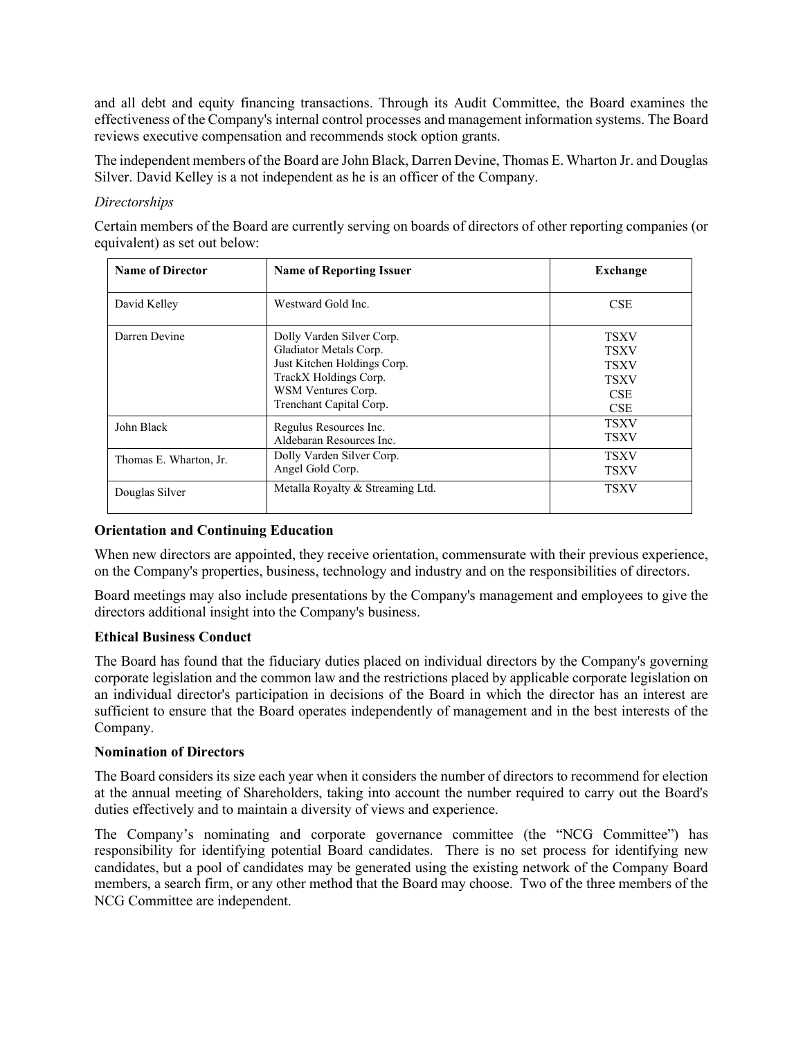and all debt and equity financing transactions. Through its Audit Committee, the Board examines the effectiveness of the Company's internal control processes and management information systems. The Board reviews executive compensation and recommends stock option grants.

The independent members of the Board are John Black, Darren Devine, Thomas E. Wharton Jr. and Douglas Silver. David Kelley is a not independent as he is an officer of the Company.

*Directorships*

Certain members of the Board are currently serving on boards of directors of other reporting companies (or equivalent) as set out below:

| Name of Director | Name of Reporting Issuer | Exchange |
|---|---|---|
| David Kelley | Westward Gold Inc. | CSE |
| Darren Devine | Dolly Varden Silver Corp.<br>Gladiator Metals Corp.<br>Just Kitchen Holdings Corp.<br>TrackX Holdings Corp.<br>WSM Ventures Corp.<br>Trenchant Capital Corp. | TSXV<br>TSXV<br>TSXV<br>TSXV<br>CSE<br>CSE |
| John Black | Regulus Resources Inc.<br>Aldebaran Resources Inc. | TSXV<br>TSXV |
| Thomas E. Wharton, Jr. | Dolly Varden Silver Corp.<br>Angel Gold Corp. | TSXV<br>TSXV |
| Douglas Silver | Metalla Royalty & Streaming Ltd. | TSXV |

**Orientation and Continuing Education**

When new directors are appointed, they receive orientation, commensurate with their previous experience, on the Company's properties, business, technology and industry and on the responsibilities of directors.

Board meetings may also include presentations by the Company's management and employees to give the directors additional insight into the Company's business.

**Ethical Business Conduct**

The Board has found that the fiduciary duties placed on individual directors by the Company's governing corporate legislation and the common law and the restrictions placed by applicable corporate legislation on an individual director's participation in decisions of the Board in which the director has an interest are sufficient to ensure that the Board operates independently of management and in the best interests of the Company.

**Nomination of Directors**

The Board considers its size each year when it considers the number of directors to recommend for election at the annual meeting of Shareholders, taking into account the number required to carry out the Board's duties effectively and to maintain a diversity of views and experience.

The Company's nominating and corporate governance committee (the "NCG Committee") has responsibility for identifying potential Board candidates. There is no set process for identifying new candidates, but a pool of candidates may be generated using the existing network of the Company Board members, a search firm, or any other method that the Board may choose. Two of the three members of the NCG Committee are independent.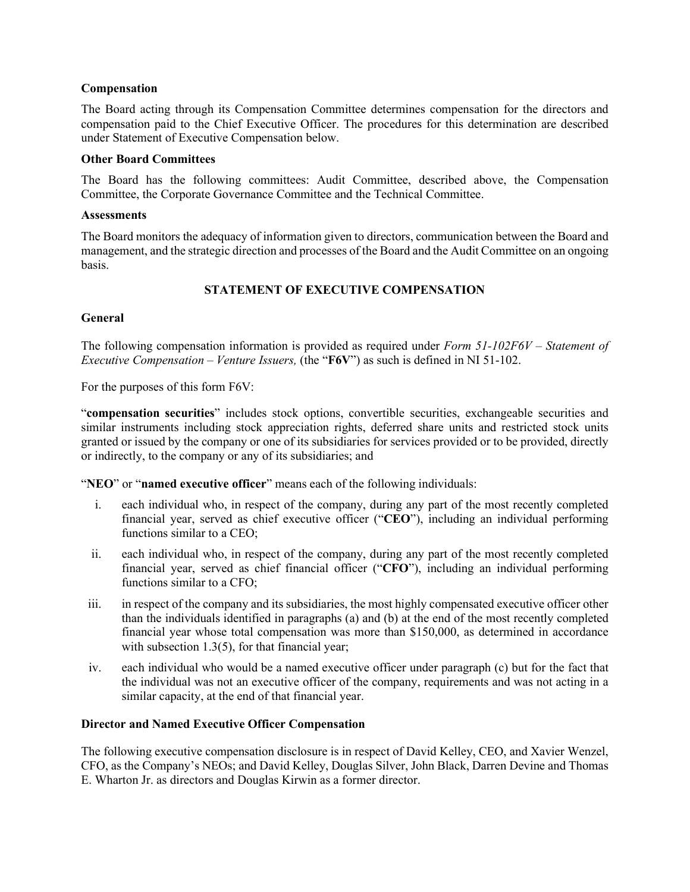**Compensation**

The Board acting through its Compensation Committee determines compensation for the directors and compensation paid to the Chief Executive Officer. The procedures for this determination are described under Statement of Executive Compensation below.

**Other Board Committees**

The Board has the following committees: Audit Committee, described above, the Compensation Committee, the Corporate Governance Committee and the Technical Committee.

**Assessments**

The Board monitors the adequacy of information given to directors, communication between the Board and management, and the strategic direction and processes of the Board and the Audit Committee on an ongoing basis.

## STATEMENT OF EXECUTIVE COMPENSATION

**General**

The following compensation information is provided as required under *Form 51-102F6V – Statement of Executive Compensation – Venture Issuers,* (the "**F6V**") as such is defined in NI 51-102.

For the purposes of this form F6V:

"**compensation securities**" includes stock options, convertible securities, exchangeable securities and similar instruments including stock appreciation rights, deferred share units and restricted stock units granted or issued by the company or one of its subsidiaries for services provided or to be provided, directly or indirectly, to the company or any of its subsidiaries; and

"**NEO**" or "**named executive officer**" means each of the following individuals:

i. each individual who, in respect of the company, during any part of the most recently completed financial year, served as chief executive officer ("**CEO**"), including an individual performing functions similar to a CEO;

ii. each individual who, in respect of the company, during any part of the most recently completed financial year, served as chief financial officer ("**CFO**"), including an individual performing functions similar to a CFO;

iii. in respect of the company and its subsidiaries, the most highly compensated executive officer other than the individuals identified in paragraphs (a) and (b) at the end of the most recently completed financial year whose total compensation was more than $150,000, as determined in accordance with subsection 1.3(5), for that financial year;

iv. each individual who would be a named executive officer under paragraph (c) but for the fact that the individual was not an executive officer of the company, requirements and was not acting in a similar capacity, at the end of that financial year.

**Director and Named Executive Officer Compensation**

The following executive compensation disclosure is in respect of David Kelley, CEO, and Xavier Wenzel, CFO, as the Company's NEOs; and David Kelley, Douglas Silver, John Black, Darren Devine and Thomas E. Wharton Jr. as directors and Douglas Kirwin as a former director.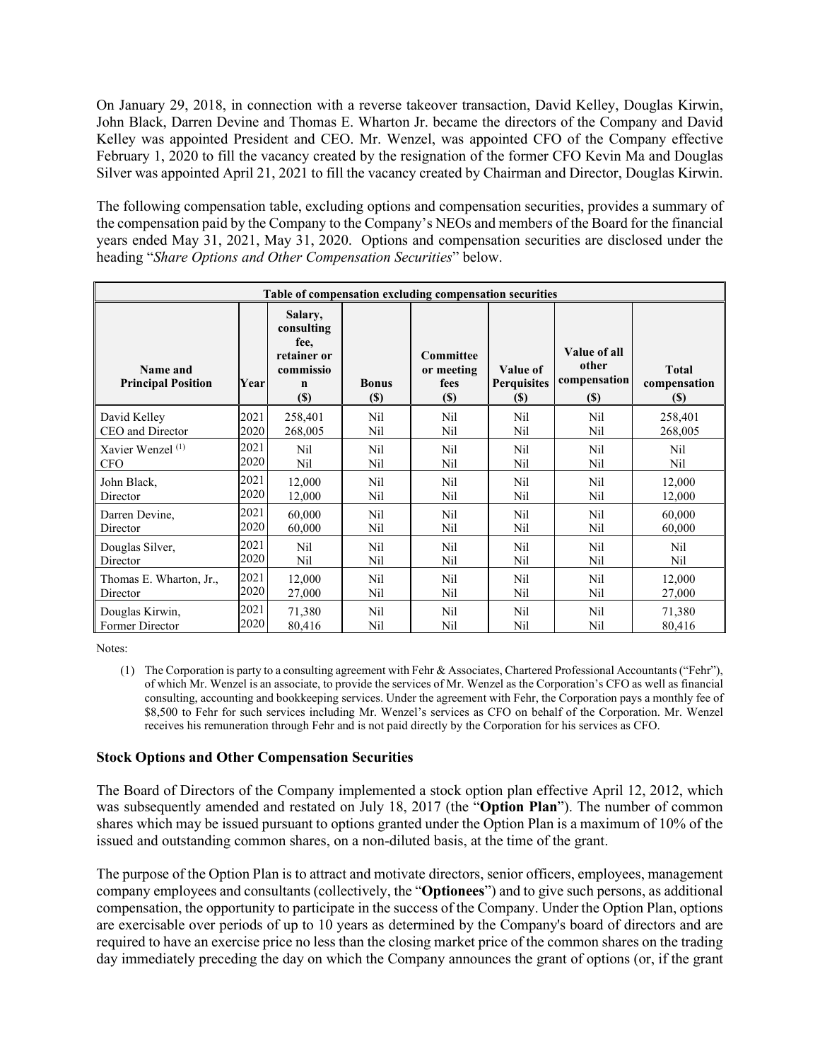On January 29, 2018, in connection with a reverse takeover transaction, David Kelley, Douglas Kirwin, John Black, Darren Devine and Thomas E. Wharton Jr. became the directors of the Company and David Kelley was appointed President and CEO. Mr. Wenzel, was appointed CFO of the Company effective February 1, 2020 to fill the vacancy created by the resignation of the former CFO Kevin Ma and Douglas Silver was appointed April 21, 2021 to fill the vacancy created by Chairman and Director, Douglas Kirwin.

The following compensation table, excluding options and compensation securities, provides a summary of the compensation paid by the Company to the Company's NEOs and members of the Board for the financial years ended May 31, 2021, May 31, 2020. Options and compensation securities are disclosed under the heading "*Share Options and Other Compensation Securities*" below.

| Table of compensation excluding compensation securities | | | | | | | |
|---|---|---|---|---|---|---|---|
| **Name and Principal Position** | **Year** | **Salary, consulting fee, retainer or commission ($)** | **Bonus ($)** | **Committee or meeting fees ($)** | **Value of Perquisites ($)** | **Value of all other compensation ($)** | **Total compensation ($)** |
| David Kelley<br>CEO and Director | 2021<br>2020 | 258,401<br>268,005 | Nil<br>Nil | Nil<br>Nil | Nil<br>Nil | Nil<br>Nil | 258,401<br>268,005 |
| Xavier Wenzel [(1)]<br>CFO | 2021<br>2020 | Nil<br>Nil | Nil<br>Nil | Nil<br>Nil | Nil<br>Nil | Nil<br>Nil | Nil<br>Nil |
| John Black,<br>Director | 2021<br>2020 | 12,000<br>12,000 | Nil<br>Nil | Nil<br>Nil | Nil<br>Nil | Nil<br>Nil | 12,000<br>12,000 |
| Darren Devine,<br>Director | 2021<br>2020 | 60,000<br>60,000 | Nil<br>Nil | Nil<br>Nil | Nil<br>Nil | Nil<br>Nil | 60,000<br>60,000 |
| Douglas Silver,<br>Director | 2021<br>2020 | Nil<br>Nil | Nil<br>Nil | Nil<br>Nil | Nil<br>Nil | Nil<br>Nil | Nil<br>Nil |
| Thomas E. Wharton, Jr.,<br>Director | 2021<br>2020 | 12,000<br>27,000 | Nil<br>Nil | Nil<br>Nil | Nil<br>Nil | Nil<br>Nil | 12,000<br>27,000 |
| Douglas Kirwin,<br>Former Director | 2021<br>2020 | 71,380<br>80,416 | Nil<br>Nil | Nil<br>Nil | Nil<br>Nil | Nil<br>Nil | 71,380<br>80,416 |

Notes:

(1) The Corporation is party to a consulting agreement with Fehr & Associates, Chartered Professional Accountants ("Fehr"), of which Mr. Wenzel is an associate, to provide the services of Mr. Wenzel as the Corporation's CFO as well as financial consulting, accounting and bookkeeping services. Under the agreement with Fehr, the Corporation pays a monthly fee of $8,500 to Fehr for such services including Mr. Wenzel's services as CFO on behalf of the Corporation. Mr. Wenzel receives his remuneration through Fehr and is not paid directly by the Corporation for his services as CFO.

### Stock Options and Other Compensation Securities

The Board of Directors of the Company implemented a stock option plan effective April 12, 2012, which was subsequently amended and restated on July 18, 2017 (the "**Option Plan**"). The number of common shares which may be issued pursuant to options granted under the Option Plan is a maximum of 10% of the issued and outstanding common shares, on a non-diluted basis, at the time of the grant.

The purpose of the Option Plan is to attract and motivate directors, senior officers, employees, management company employees and consultants (collectively, the "**Optionees**") and to give such persons, as additional compensation, the opportunity to participate in the success of the Company. Under the Option Plan, options are exercisable over periods of up to 10 years as determined by the Company's board of directors and are required to have an exercise price no less than the closing market price of the common shares on the trading day immediately preceding the day on which the Company announces the grant of options (or, if the grant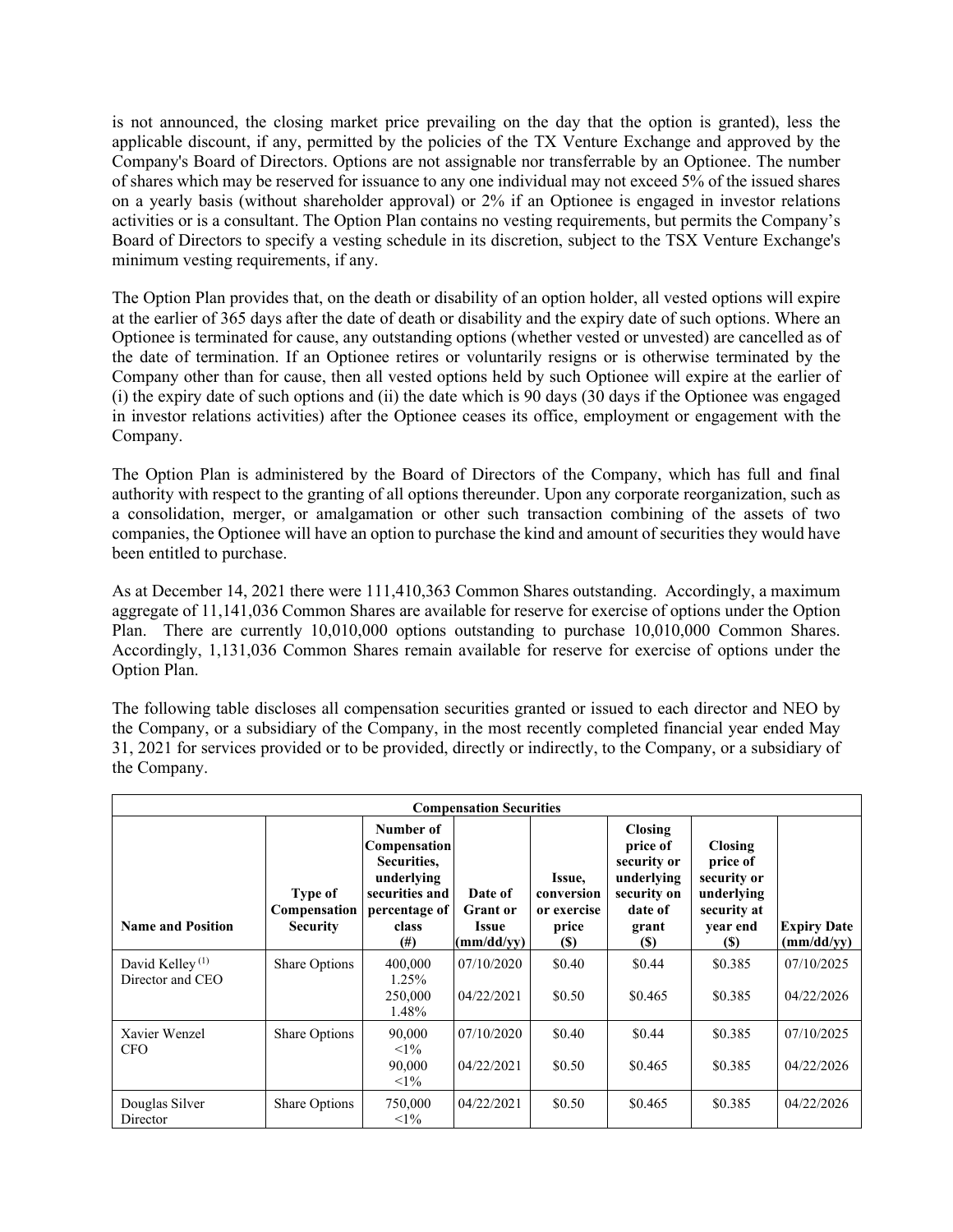is not announced, the closing market price prevailing on the day that the option is granted), less the applicable discount, if any, permitted by the policies of the TX Venture Exchange and approved by the Company's Board of Directors. Options are not assignable nor transferrable by an Optionee. The number of shares which may be reserved for issuance to any one individual may not exceed 5% of the issued shares on a yearly basis (without shareholder approval) or 2% if an Optionee is engaged in investor relations activities or is a consultant. The Option Plan contains no vesting requirements, but permits the Company's Board of Directors to specify a vesting schedule in its discretion, subject to the TSX Venture Exchange's minimum vesting requirements, if any.

The Option Plan provides that, on the death or disability of an option holder, all vested options will expire at the earlier of 365 days after the date of death or disability and the expiry date of such options. Where an Optionee is terminated for cause, any outstanding options (whether vested or unvested) are cancelled as of the date of termination. If an Optionee retires or voluntarily resigns or is otherwise terminated by the Company other than for cause, then all vested options held by such Optionee will expire at the earlier of (i) the expiry date of such options and (ii) the date which is 90 days (30 days if the Optionee was engaged in investor relations activities) after the Optionee ceases its office, employment or engagement with the Company.

The Option Plan is administered by the Board of Directors of the Company, which has full and final authority with respect to the granting of all options thereunder. Upon any corporate reorganization, such as a consolidation, merger, or amalgamation or other such transaction combining of the assets of two companies, the Optionee will have an option to purchase the kind and amount of securities they would have been entitled to purchase.

As at December 14, 2021 there were 111,410,363 Common Shares outstanding. Accordingly, a maximum aggregate of 11,141,036 Common Shares are available for reserve for exercise of options under the Option Plan. There are currently 10,010,000 options outstanding to purchase 10,010,000 Common Shares. Accordingly, 1,131,036 Common Shares remain available for reserve for exercise of options under the Option Plan.

The following table discloses all compensation securities granted or issued to each director and NEO by the Company, or a subsidiary of the Company, in the most recently completed financial year ended May 31, 2021 for services provided or to be provided, directly or indirectly, to the Company, or a subsidiary of the Company.

| **Compensation Securities** | | | | | | | |
|---|---|---|---|---|---|---|---|
| **Name and Position** | **Type of Compensation Security** | **Number of Compensation Securities, underlying securities and percentage of class (#)** | **Date of Grant or Issue (mm/dd/yy)** | **Issue, conversion or exercise price ($)** | **Closing price of security or underlying security on date of grant ($)** | **Closing price of security or underlying security at year end ($)** | **Expiry Date (mm/dd/yy)** |
| David Kelley [1] Director and CEO | Share Options | 400,000 1.25% | 07/10/2020 | $0.40 | $0.44 | $0.385 | 07/10/2025 |
| | | 250,000 1.48% | 04/22/2021 | $0.50 | $0.465 | $0.385 | 04/22/2026 |
| Xavier Wenzel CFO | Share Options | 90,000 <1% | 07/10/2020 | $0.40 | $0.44 | $0.385 | 07/10/2025 |
| | | 90,000 <1% | 04/22/2021 | $0.50 | $0.465 | $0.385 | 04/22/2026 |
| Douglas Silver Director | Share Options | 750,000 <1% | 04/22/2021 | $0.50 | $0.465 | $0.385 | 04/22/2026 |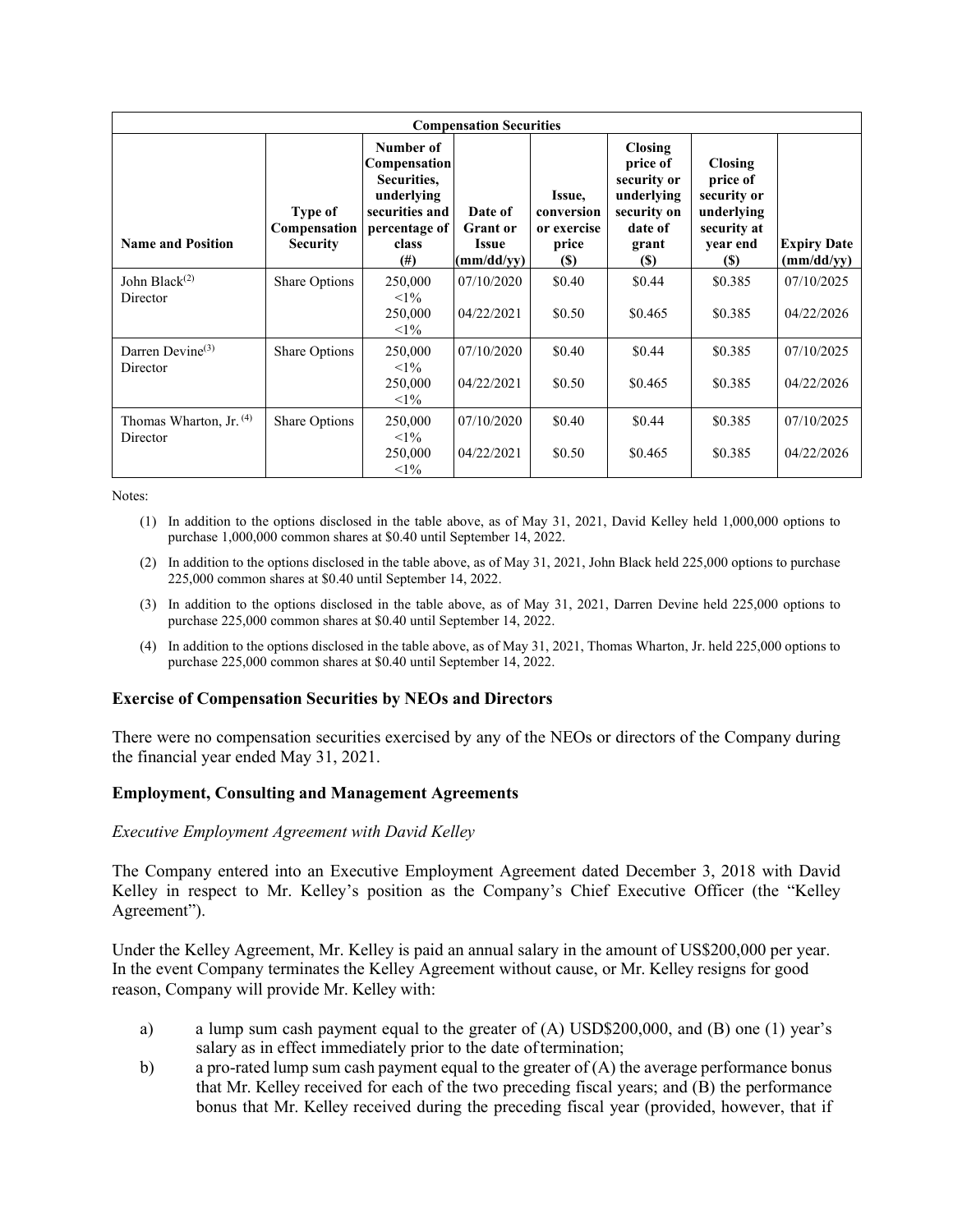| Compensation Securities | | | | | | | |
|---|---|---|---|---|---|---|---|
| Name and Position | Type of Compensation Security | Number of Compensation Securities, underlying securities and percentage of class (#) | Date of Grant or Issue (mm/dd/yy) | Issue, conversion or exercise price ($) | Closing price of security or underlying security on date of grant ($) | Closing price of security or underlying security at year end ($) | Expiry Date (mm/dd/yy) |
| John Black[(2)] Director | Share Options | 250,000 <1% | 07/10/2020 | $0.40 | $0.44 | $0.385 | 07/10/2025 |
| | | 250,000 <1% | 04/22/2021 | $0.50 | $0.465 | $0.385 | 04/22/2026 |
| Darren Devine[(3)] Director | Share Options | 250,000 <1% | 07/10/2020 | $0.40 | $0.44 | $0.385 | 07/10/2025 |
| | | 250,000 <1% | 04/22/2021 | $0.50 | $0.465 | $0.385 | 04/22/2026 |
| Thomas Wharton, Jr. [(4)] Director | Share Options | 250,000 <1% | 07/10/2020 | $0.40 | $0.44 | $0.385 | 07/10/2025 |
| | | 250,000 <1% | 04/22/2021 | $0.50 | $0.465 | $0.385 | 04/22/2026 |

Notes:

(1) In addition to the options disclosed in the table above, as of May 31, 2021, David Kelley held 1,000,000 options to purchase 1,000,000 common shares at $0.40 until September 14, 2022.

(2) In addition to the options disclosed in the table above, as of May 31, 2021, John Black held 225,000 options to purchase 225,000 common shares at $0.40 until September 14, 2022.

(3) In addition to the options disclosed in the table above, as of May 31, 2021, Darren Devine held 225,000 options to purchase 225,000 common shares at $0.40 until September 14, 2022.

(4) In addition to the options disclosed in the table above, as of May 31, 2021, Thomas Wharton, Jr. held 225,000 options to purchase 225,000 common shares at $0.40 until September 14, 2022.

### Exercise of Compensation Securities by NEOs and Directors

There were no compensation securities exercised by any of the NEOs or directors of the Company during the financial year ended May 31, 2021.

### Employment, Consulting and Management Agreements

*Executive Employment Agreement with David Kelley*

The Company entered into an Executive Employment Agreement dated December 3, 2018 with David Kelley in respect to Mr. Kelley's position as the Company's Chief Executive Officer (the "Kelley Agreement").

Under the Kelley Agreement, Mr. Kelley is paid an annual salary in the amount of US$200,000 per year. In the event Company terminates the Kelley Agreement without cause, or Mr. Kelley resigns for good reason, Company will provide Mr. Kelley with:

a) a lump sum cash payment equal to the greater of (A) USD$200,000, and (B) one (1) year's salary as in effect immediately prior to the date of termination;

b) a pro-rated lump sum cash payment equal to the greater of (A) the average performance bonus that Mr. Kelley received for each of the two preceding fiscal years; and (B) the performance bonus that Mr. Kelley received during the preceding fiscal year (provided, however, that if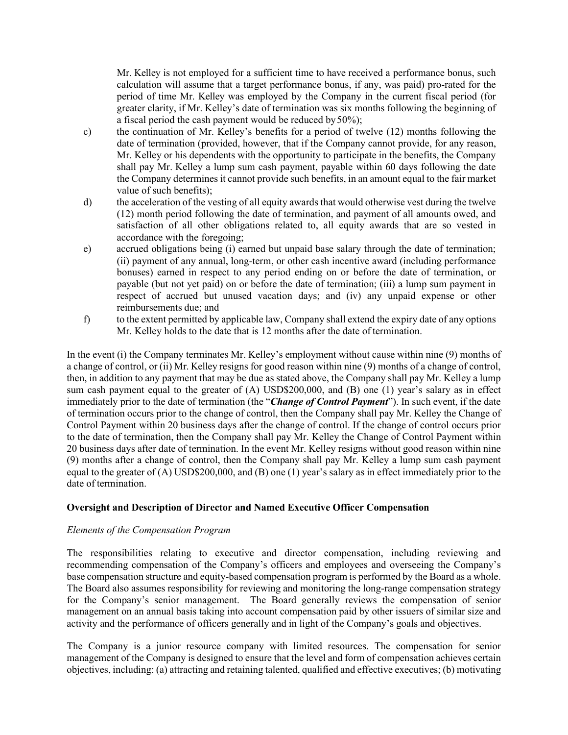Mr. Kelley is not employed for a sufficient time to have received a performance bonus, such calculation will assume that a target performance bonus, if any, was paid) pro-rated for the period of time Mr. Kelley was employed by the Company in the current fiscal period (for greater clarity, if Mr. Kelley's date of termination was six months following the beginning of a fiscal period the cash payment would be reduced by 50%);

c) the continuation of Mr. Kelley's benefits for a period of twelve (12) months following the date of termination (provided, however, that if the Company cannot provide, for any reason, Mr. Kelley or his dependents with the opportunity to participate in the benefits, the Company shall pay Mr. Kelley a lump sum cash payment, payable within 60 days following the date the Company determines it cannot provide such benefits, in an amount equal to the fair market value of such benefits);

d) the acceleration of the vesting of all equity awards that would otherwise vest during the twelve (12) month period following the date of termination, and payment of all amounts owed, and satisfaction of all other obligations related to, all equity awards that are so vested in accordance with the foregoing;

e) accrued obligations being (i) earned but unpaid base salary through the date of termination; (ii) payment of any annual, long-term, or other cash incentive award (including performance bonuses) earned in respect to any period ending on or before the date of termination, or payable (but not yet paid) on or before the date of termination; (iii) a lump sum payment in respect of accrued but unused vacation days; and (iv) any unpaid expense or other reimbursements due; and

f) to the extent permitted by applicable law, Company shall extend the expiry date of any options Mr. Kelley holds to the date that is 12 months after the date of termination.

In the event (i) the Company terminates Mr. Kelley's employment without cause within nine (9) months of a change of control, or (ii) Mr. Kelley resigns for good reason within nine (9) months of a change of control, then, in addition to any payment that may be due as stated above, the Company shall pay Mr. Kelley a lump sum cash payment equal to the greater of (A) USD$200,000, and (B) one (1) year's salary as in effect immediately prior to the date of termination (the "***Change of Control Payment***"). In such event, if the date of termination occurs prior to the change of control, then the Company shall pay Mr. Kelley the Change of Control Payment within 20 business days after the change of control. If the change of control occurs prior to the date of termination, then the Company shall pay Mr. Kelley the Change of Control Payment within 20 business days after date of termination. In the event Mr. Kelley resigns without good reason within nine (9) months after a change of control, then the Company shall pay Mr. Kelley a lump sum cash payment equal to the greater of (A) USD$200,000, and (B) one (1) year's salary as in effect immediately prior to the date of termination.

**Oversight and Description of Director and Named Executive Officer Compensation**

*Elements of the Compensation Program*

The responsibilities relating to executive and director compensation, including reviewing and recommending compensation of the Company's officers and employees and overseeing the Company's base compensation structure and equity-based compensation program is performed by the Board as a whole. The Board also assumes responsibility for reviewing and monitoring the long-range compensation strategy for the Company's senior management. The Board generally reviews the compensation of senior management on an annual basis taking into account compensation paid by other issuers of similar size and activity and the performance of officers generally and in light of the Company's goals and objectives.

The Company is a junior resource company with limited resources. The compensation for senior management of the Company is designed to ensure that the level and form of compensation achieves certain objectives, including: (a) attracting and retaining talented, qualified and effective executives; (b) motivating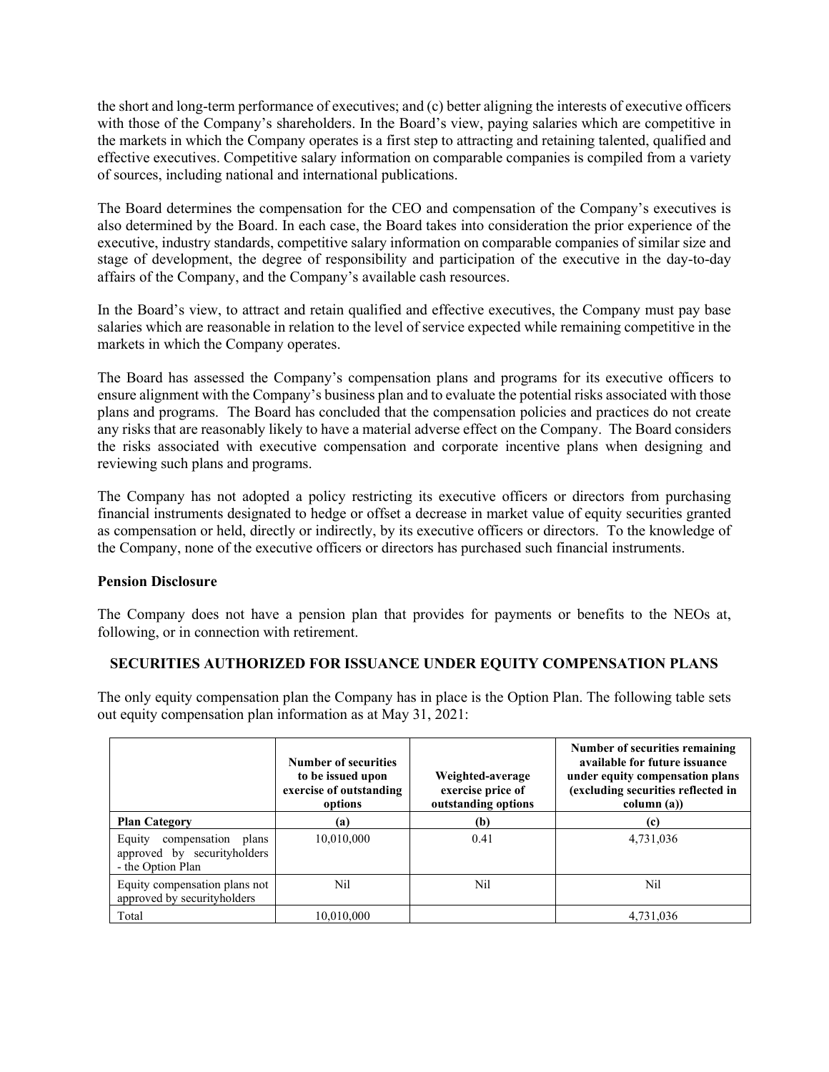the short and long-term performance of executives; and (c) better aligning the interests of executive officers with those of the Company's shareholders. In the Board's view, paying salaries which are competitive in the markets in which the Company operates is a first step to attracting and retaining talented, qualified and effective executives. Competitive salary information on comparable companies is compiled from a variety of sources, including national and international publications.

The Board determines the compensation for the CEO and compensation of the Company's executives is also determined by the Board. In each case, the Board takes into consideration the prior experience of the executive, industry standards, competitive salary information on comparable companies of similar size and stage of development, the degree of responsibility and participation of the executive in the day-to-day affairs of the Company, and the Company's available cash resources.

In the Board's view, to attract and retain qualified and effective executives, the Company must pay base salaries which are reasonable in relation to the level of service expected while remaining competitive in the markets in which the Company operates.

The Board has assessed the Company's compensation plans and programs for its executive officers to ensure alignment with the Company's business plan and to evaluate the potential risks associated with those plans and programs. The Board has concluded that the compensation policies and practices do not create any risks that are reasonably likely to have a material adverse effect on the Company. The Board considers the risks associated with executive compensation and corporate incentive plans when designing and reviewing such plans and programs.

The Company has not adopted a policy restricting its executive officers or directors from purchasing financial instruments designated to hedge or offset a decrease in market value of equity securities granted as compensation or held, directly or indirectly, by its executive officers or directors. To the knowledge of the Company, none of the executive officers or directors has purchased such financial instruments.

**Pension Disclosure**

The Company does not have a pension plan that provides for payments or benefits to the NEOs at, following, or in connection with retirement.

## SECURITIES AUTHORIZED FOR ISSUANCE UNDER EQUITY COMPENSATION PLANS

The only equity compensation plan the Company has in place is the Option Plan. The following table sets out equity compensation plan information as at May 31, 2021:

| | Number of securities to be issued upon exercise of outstanding options | Weighted-average exercise price of outstanding options | Number of securities remaining available for future issuance under equity compensation plans (excluding securities reflected in column (a)) |
|---|---|---|---|
| **Plan Category** | **(a)** | **(b)** | **(c)** |
| Equity compensation plans approved by securityholders - the Option Plan | 10,010,000 | 0.41 | 4,731,036 |
| Equity compensation plans not approved by securityholders | Nil | Nil | Nil |
| Total | 10,010,000 | | 4,731,036 |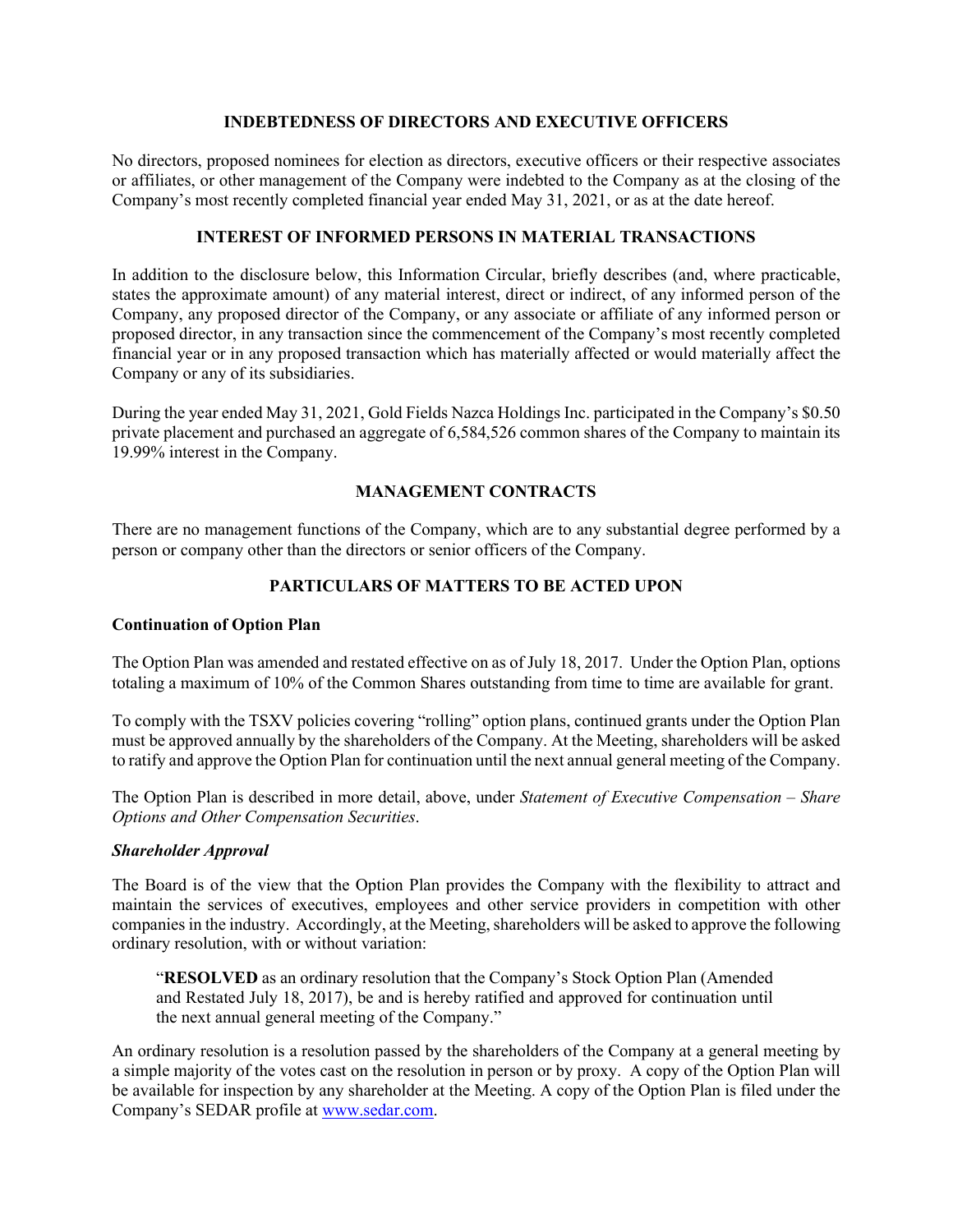## INDEBTEDNESS OF DIRECTORS AND EXECUTIVE OFFICERS

No directors, proposed nominees for election as directors, executive officers or their respective associates or affiliates, or other management of the Company were indebted to the Company as at the closing of the Company's most recently completed financial year ended May 31, 2021, or as at the date hereof.

## INTEREST OF INFORMED PERSONS IN MATERIAL TRANSACTIONS

In addition to the disclosure below, this Information Circular, briefly describes (and, where practicable, states the approximate amount) of any material interest, direct or indirect, of any informed person of the Company, any proposed director of the Company, or any associate or affiliate of any informed person or proposed director, in any transaction since the commencement of the Company's most recently completed financial year or in any proposed transaction which has materially affected or would materially affect the Company or any of its subsidiaries.

During the year ended May 31, 2021, Gold Fields Nazca Holdings Inc. participated in the Company's $0.50 private placement and purchased an aggregate of 6,584,526 common shares of the Company to maintain its 19.99% interest in the Company.

## MANAGEMENT CONTRACTS

There are no management functions of the Company, which are to any substantial degree performed by a person or company other than the directors or senior officers of the Company.

## PARTICULARS OF MATTERS TO BE ACTED UPON

### Continuation of Option Plan

The Option Plan was amended and restated effective on as of July 18, 2017. Under the Option Plan, options totaling a maximum of 10% of the Common Shares outstanding from time to time are available for grant.

To comply with the TSXV policies covering "rolling" option plans, continued grants under the Option Plan must be approved annually by the shareholders of the Company. At the Meeting, shareholders will be asked to ratify and approve the Option Plan for continuation until the next annual general meeting of the Company.

The Option Plan is described in more detail, above, under *Statement of Executive Compensation – Share Options and Other Compensation Securities*.

#### *Shareholder Approval*

The Board is of the view that the Option Plan provides the Company with the flexibility to attract and maintain the services of executives, employees and other service providers in competition with other companies in the industry. Accordingly, at the Meeting, shareholders will be asked to approve the following ordinary resolution, with or without variation:

> "**RESOLVED** as an ordinary resolution that the Company's Stock Option Plan (Amended and Restated July 18, 2017), be and is hereby ratified and approved for continuation until the next annual general meeting of the Company."

An ordinary resolution is a resolution passed by the shareholders of the Company at a general meeting by a simple majority of the votes cast on the resolution in person or by proxy. A copy of the Option Plan will be available for inspection by any shareholder at the Meeting. A copy of the Option Plan is filed under the Company's SEDAR profile at www.sedar.com.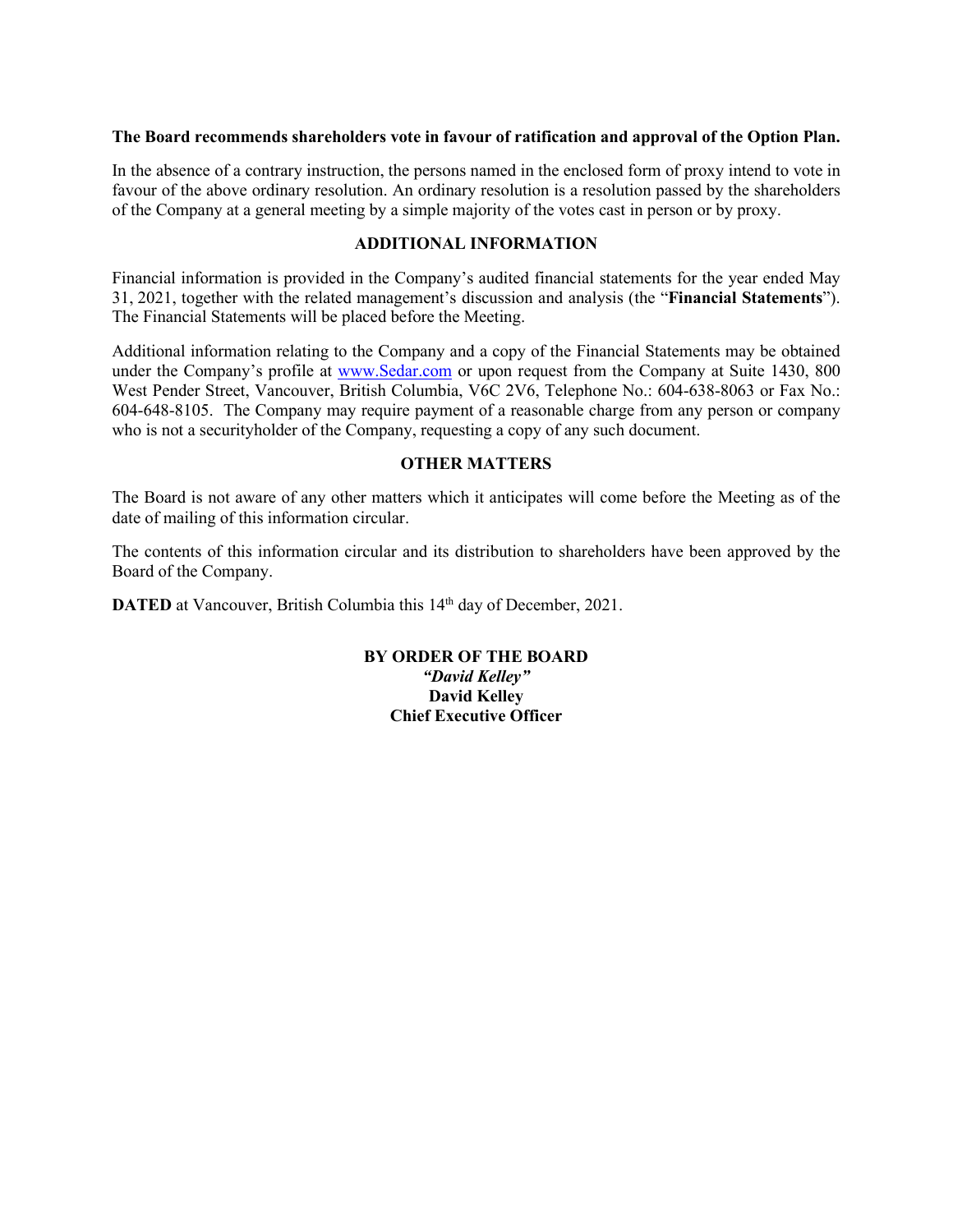**The Board recommends shareholders vote in favour of ratification and approval of the Option Plan.**

In the absence of a contrary instruction, the persons named in the enclosed form of proxy intend to vote in favour of the above ordinary resolution. An ordinary resolution is a resolution passed by the shareholders of the Company at a general meeting by a simple majority of the votes cast in person or by proxy.

## ADDITIONAL INFORMATION

Financial information is provided in the Company's audited financial statements for the year ended May 31, 2021, together with the related management's discussion and analysis (the "**Financial Statements**"). The Financial Statements will be placed before the Meeting.

Additional information relating to the Company and a copy of the Financial Statements may be obtained under the Company's profile at www.Sedar.com or upon request from the Company at Suite 1430, 800 West Pender Street, Vancouver, British Columbia, V6C 2V6, Telephone No.: 604-638-8063 or Fax No.: 604-648-8105. The Company may require payment of a reasonable charge from any person or company who is not a securityholder of the Company, requesting a copy of any such document.

## OTHER MATTERS

The Board is not aware of any other matters which it anticipates will come before the Meeting as of the date of mailing of this information circular.

The contents of this information circular and its distribution to shareholders have been approved by the Board of the Company.

**DATED** at Vancouver, British Columbia this 14th day of December, 2021.

**BY ORDER OF THE BOARD**
***"David Kelley"***
**David Kelley**
**Chief Executive Officer**